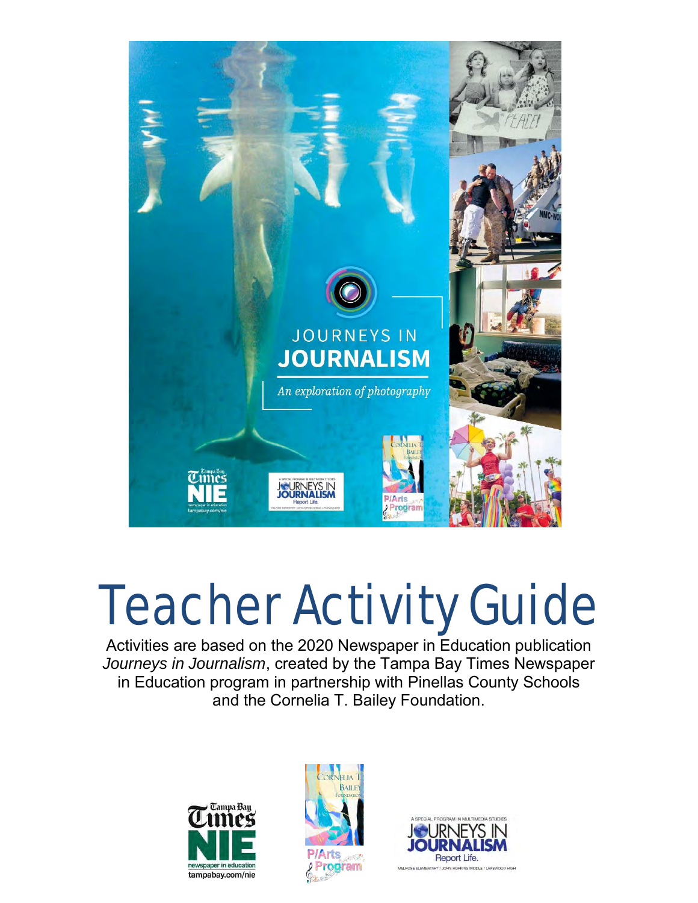# Teacher Activity Guide

Activities are based on the 2020 Newspaper in Education publication *Journeys in Journalism*, created by the Tampa Bay Times Newspaper in Education program in partnership with Pinellas County Schools and the Cornelia T. Bailey Foundation.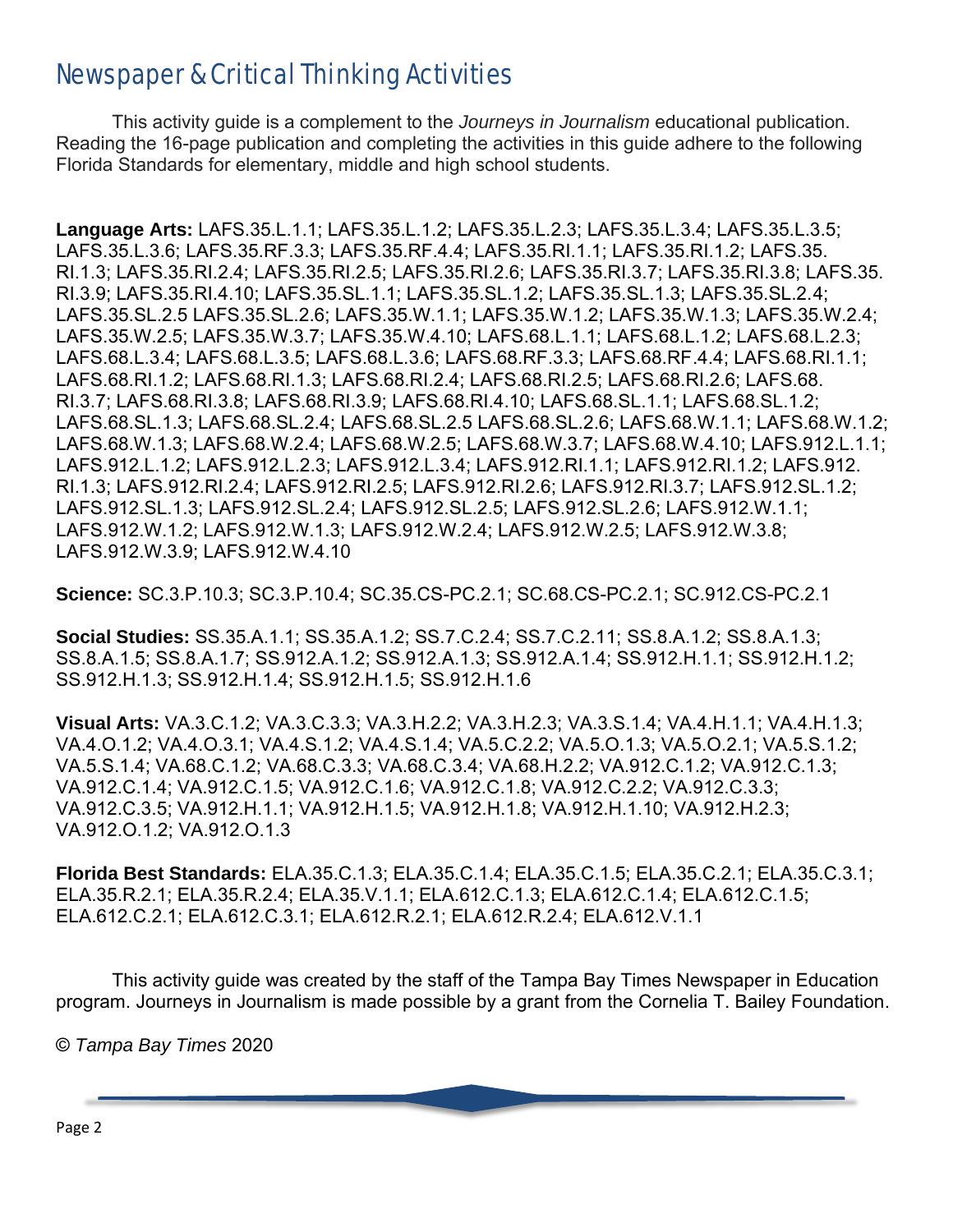# Newspaper & Critical Thinking Activities

This activity guide is a complement to the *Journeys in Journalism* educational publication. Reading the 16-page publication and completing the activities in this guide adhere to the following Florida Standards for elementary, middle and high school students.

**Language Arts:** LAFS.35.L.1.1; LAFS.35.L.1.2; LAFS.35.L.2.3; LAFS.35.L.3.4; LAFS.35.L.3.5; LAFS.35.L.3.6; LAFS.35.RF.3.3; LAFS.35.RF.4.4; LAFS.35.RI.1.1; LAFS.35.RI.1.2; LAFS.35.RI.1.3; LAFS.35.RI.2.4; LAFS.35.RI.2.5; LAFS.35.RI.2.6; LAFS.35.RI.3.7; LAFS.35.RI.3.8; LAFS.35.RI.3.9; LAFS.35.RI.4.10; LAFS.35.SL.1.1; LAFS.35.SL.1.2; LAFS.35.SL.1.3; LAFS.35.SL.2.4; LAFS.35.SL.2.5 LAFS.35.SL.2.6; LAFS.35.W.1.1; LAFS.35.W.1.2; LAFS.35.W.1.3; LAFS.35.W.2.4; LAFS.35.W.2.5; LAFS.35.W.3.7; LAFS.35.W.4.10; LAFS.68.L.1.1; LAFS.68.L.1.2; LAFS.68.L.2.3; LAFS.68.L.3.4; LAFS.68.L.3.5; LAFS.68.L.3.6; LAFS.68.RF.3.3; LAFS.68.RF.4.4; LAFS.68.RI.1.1; LAFS.68.RI.1.2; LAFS.68.RI.1.3; LAFS.68.RI.2.4; LAFS.68.RI.2.5; LAFS.68.RI.2.6; LAFS.68.RI.3.7; LAFS.68.RI.3.8; LAFS.68.RI.3.9; LAFS.68.RI.4.10; LAFS.68.SL.1.1; LAFS.68.SL.1.2; LAFS.68.SL.1.3; LAFS.68.SL.2.4; LAFS.68.SL.2.5 LAFS.68.SL.2.6; LAFS.68.W.1.1; LAFS.68.W.1.2; LAFS.68.W.1.3; LAFS.68.W.2.4; LAFS.68.W.2.5; LAFS.68.W.3.7; LAFS.68.W.4.10; LAFS.912.L.1.1; LAFS.912.L.1.2; LAFS.912.L.2.3; LAFS.912.L.3.4; LAFS.912.RI.1.1; LAFS.912.RI.1.2; LAFS.912.RI.1.3; LAFS.912.RI.2.4; LAFS.912.RI.2.5; LAFS.912.RI.2.6; LAFS.912.RI.3.7; LAFS.912.SL.1.2; LAFS.912.SL.1.3; LAFS.912.SL.2.4; LAFS.912.SL.2.5; LAFS.912.SL.2.6; LAFS.912.W.1.1; LAFS.912.W.1.2; LAFS.912.W.1.3; LAFS.912.W.2.4; LAFS.912.W.2.5; LAFS.912.W.3.8; LAFS.912.W.3.9; LAFS.912.W.4.10

**Science:** SC.3.P.10.3; SC.3.P.10.4; SC.35.CS-PC.2.1; SC.68.CS-PC.2.1; SC.912.CS-PC.2.1

**Social Studies:** SS.35.A.1.1; SS.35.A.1.2; SS.7.C.2.4; SS.7.C.2.11; SS.8.A.1.2; SS.8.A.1.3; SS.8.A.1.5; SS.8.A.1.7; SS.912.A.1.2; SS.912.A.1.3; SS.912.A.1.4; SS.912.H.1.1; SS.912.H.1.2; SS.912.H.1.3; SS.912.H.1.4; SS.912.H.1.5; SS.912.H.1.6

**Visual Arts:** VA.3.C.1.2; VA.3.C.3.3; VA.3.H.2.2; VA.3.H.2.3; VA.3.S.1.4; VA.4.H.1.1; VA.4.H.1.3; VA.4.O.1.2; VA.4.O.3.1; VA.4.S.1.2; VA.4.S.1.4; VA.5.C.2.2; VA.5.O.1.3; VA.5.O.2.1; VA.5.S.1.2; VA.5.S.1.4; VA.68.C.1.2; VA.68.C.3.3; VA.68.C.3.4; VA.68.H.2.2; VA.912.C.1.2; VA.912.C.1.3; VA.912.C.1.4; VA.912.C.1.5; VA.912.C.1.6; VA.912.C.1.8; VA.912.C.2.2; VA.912.C.3.3; VA.912.C.3.5; VA.912.H.1.1; VA.912.H.1.5; VA.912.H.1.8; VA.912.H.1.10; VA.912.H.2.3; VA.912.O.1.2; VA.912.O.1.3

**Florida Best Standards:** ELA.35.C.1.3; ELA.35.C.1.4; ELA.35.C.1.5; ELA.35.C.2.1; ELA.35.C.3.1; ELA.35.R.2.1; ELA.35.R.2.4; ELA.35.V.1.1; ELA.612.C.1.3; ELA.612.C.1.4; ELA.612.C.1.5; ELA.612.C.2.1; ELA.612.C.3.1; ELA.612.R.2.1; ELA.612.R.2.4; ELA.612.V.1.1

This activity guide was created by the staff of the Tampa Bay Times Newspaper in Education program. Journeys in Journalism is made possible by a grant from the Cornelia T. Bailey Foundation.

© *Tampa Bay Times* 2020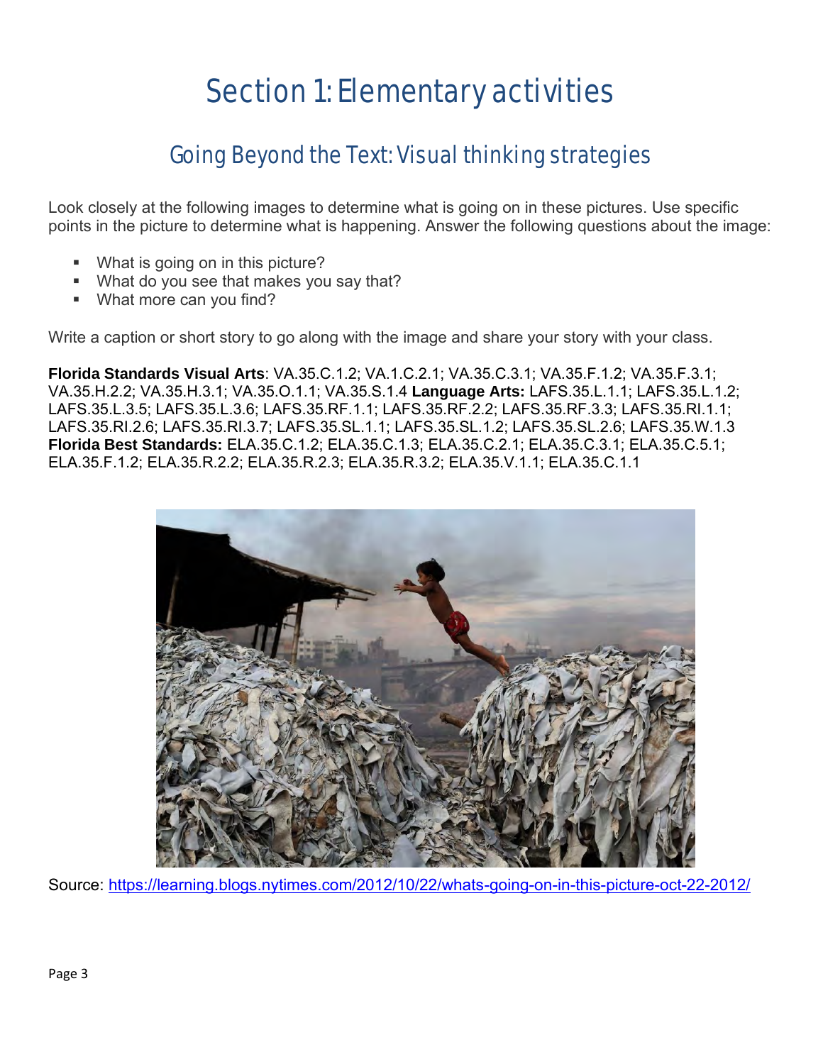# Section 1: Elementary activities

## Going Beyond the Text: Visual thinking strategies

Look closely at the following images to determine what is going on in these pictures. Use specific points in the picture to determine what is happening. Answer the following questions about the image:

- What is going on in this picture?
- What do you see that makes you say that?
- What more can you find?

Write a caption or short story to go along with the image and share your story with your class.

**Florida Standards Visual Arts**: VA.35.C.1.2; VA.1.C.2.1; VA.35.C.3.1; VA.35.F.1.2; VA.35.F.3.1; VA.35.H.2.2; VA.35.H.3.1; VA.35.O.1.1; VA.35.S.1.4 **Language Arts:** LAFS.35.L.1.1; LAFS.35.L.1.2; LAFS.35.L.3.5; LAFS.35.L.3.6; LAFS.35.RF.1.1; LAFS.35.RF.2.2; LAFS.35.RF.3.3; LAFS.35.RI.1.1; LAFS.35.RI.2.6; LAFS.35.RI.3.7; LAFS.35.SL.1.1; LAFS.35.SL.1.2; LAFS.35.SL.2.6; LAFS.35.W.1.3 **Florida Best Standards:** ELA.35.C.1.2; ELA.35.C.1.3; ELA.35.C.2.1; ELA.35.C.3.1; ELA.35.C.5.1; ELA.35.F.1.2; ELA.35.R.2.2; ELA.35.R.2.3; ELA.35.R.3.2; ELA.35.V.1.1; ELA.35.C.1.1

Source: https://learning.blogs.nytimes.com/2012/10/22/whats-going-on-in-this-picture-oct-22-2012/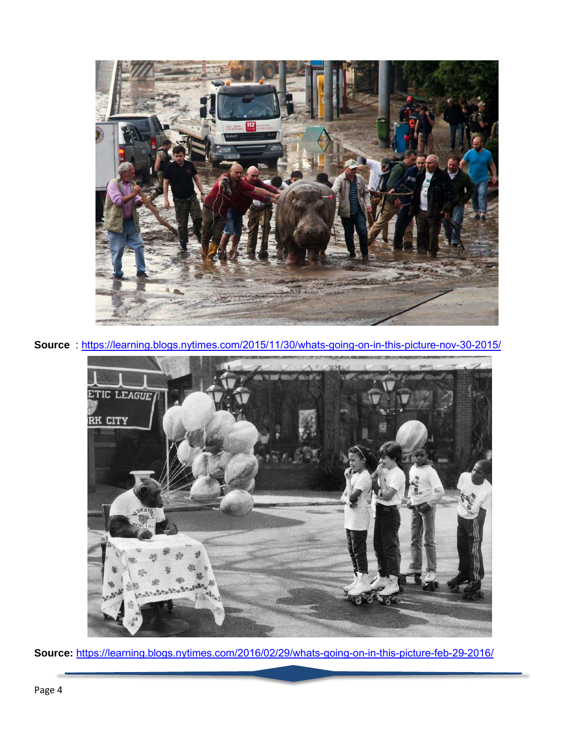**Source** : https://learning.blogs.nytimes.com/2015/11/30/whats-going-on-in-this-picture-nov-30-2015/

**Source:** https://learning.blogs.nytimes.com/2016/02/29/whats-going-on-in-this-picture-feb-29-2016/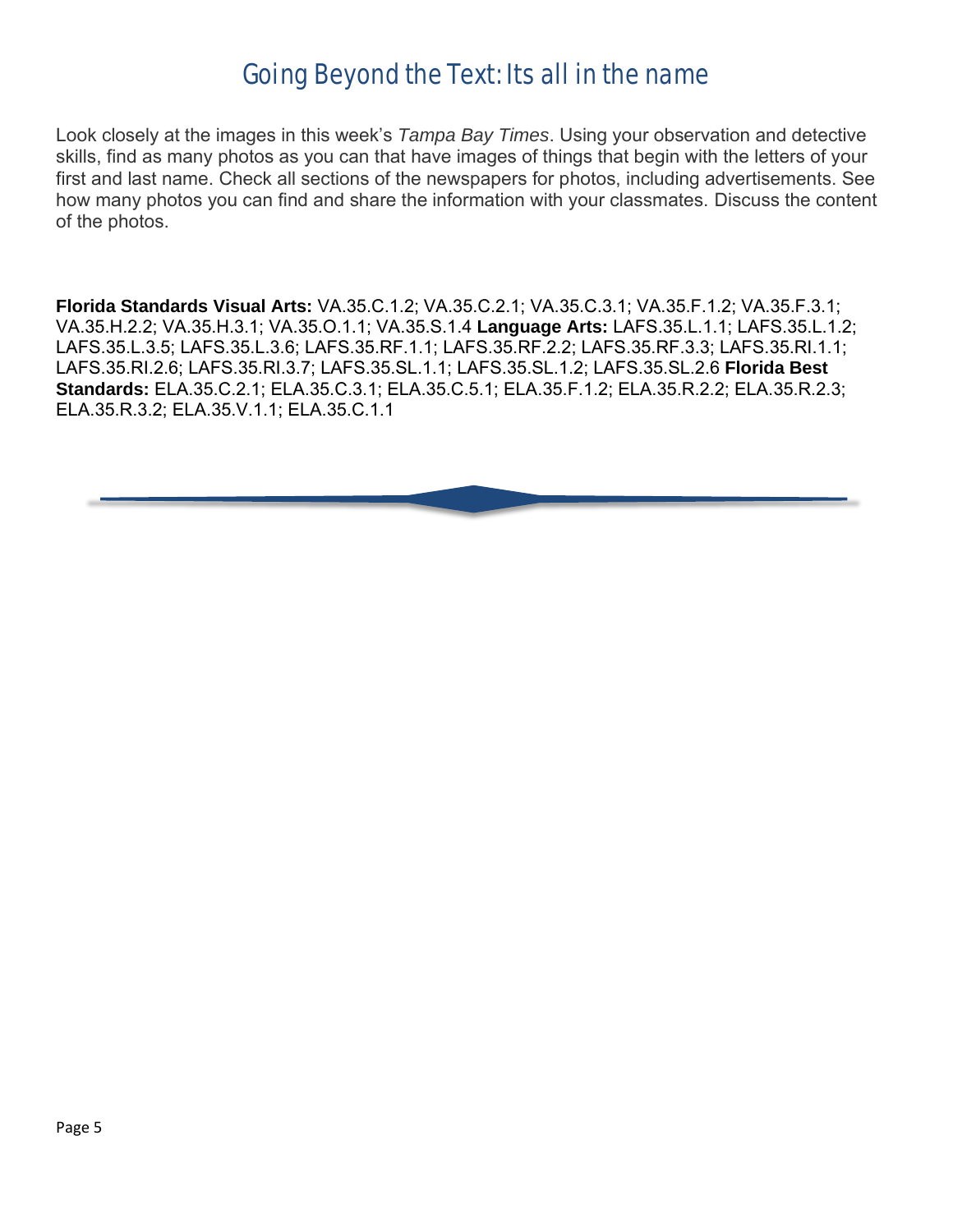# Going Beyond the Text: Its all in the name

Look closely at the images in this week's *Tampa Bay Times*. Using your observation and detective skills, find as many photos as you can that have images of things that begin with the letters of your first and last name. Check all sections of the newspapers for photos, including advertisements. See how many photos you can find and share the information with your classmates. Discuss the content of the photos.

**Florida Standards Visual Arts:** VA.35.C.1.2; VA.35.C.2.1; VA.35.C.3.1; VA.35.F.1.2; VA.35.F.3.1; VA.35.H.2.2; VA.35.H.3.1; VA.35.O.1.1; VA.35.S.1.4 **Language Arts:** LAFS.35.L.1.1; LAFS.35.L.1.2; LAFS.35.L.3.5; LAFS.35.L.3.6; LAFS.35.RF.1.1; LAFS.35.RF.2.2; LAFS.35.RF.3.3; LAFS.35.RI.1.1; LAFS.35.RI.2.6; LAFS.35.RI.3.7; LAFS.35.SL.1.1; LAFS.35.SL.1.2; LAFS.35.SL.2.6 **Florida Best Standards:** ELA.35.C.2.1; ELA.35.C.3.1; ELA.35.C.5.1; ELA.35.F.1.2; ELA.35.R.2.2; ELA.35.R.2.3; ELA.35.R.3.2; ELA.35.V.1.1; ELA.35.C.1.1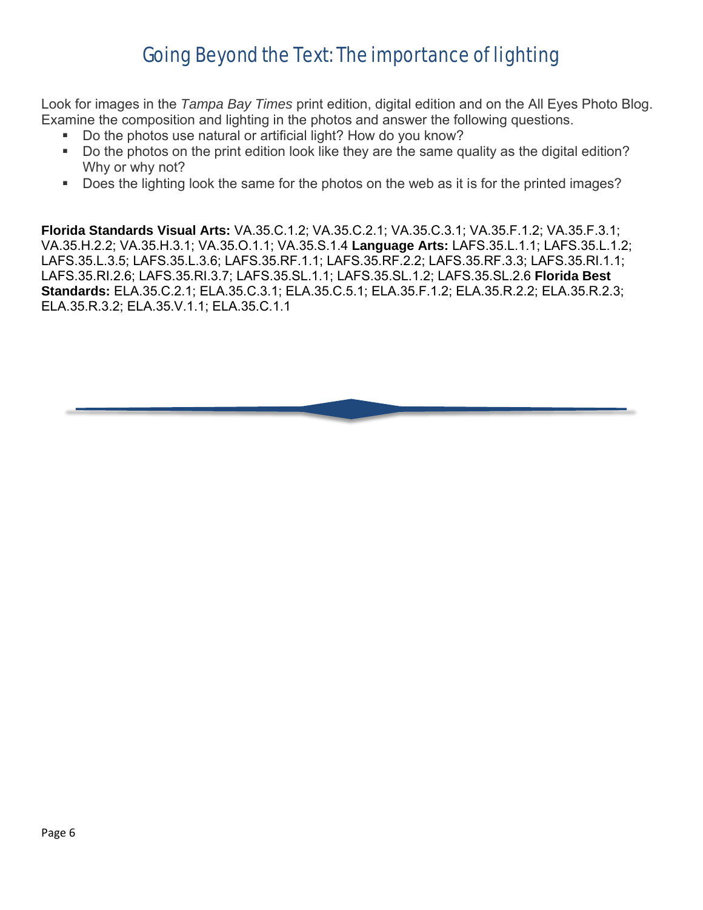# Going Beyond the Text: The importance of lighting

Look for images in the *Tampa Bay Times* print edition, digital edition and on the All Eyes Photo Blog. Examine the composition and lighting in the photos and answer the following questions.

- Do the photos use natural or artificial light? How do you know?
- Do the photos on the print edition look like they are the same quality as the digital edition? Why or why not?
- Does the lighting look the same for the photos on the web as it is for the printed images?

**Florida Standards Visual Arts:** VA.35.C.1.2; VA.35.C.2.1; VA.35.C.3.1; VA.35.F.1.2; VA.35.F.3.1; VA.35.H.2.2; VA.35.H.3.1; VA.35.O.1.1; VA.35.S.1.4 **Language Arts:** LAFS.35.L.1.1; LAFS.35.L.1.2; LAFS.35.L.3.5; LAFS.35.L.3.6; LAFS.35.RF.1.1; LAFS.35.RF.2.2; LAFS.35.RF.3.3; LAFS.35.RI.1.1; LAFS.35.RI.2.6; LAFS.35.RI.3.7; LAFS.35.SL.1.1; LAFS.35.SL.1.2; LAFS.35.SL.2.6 **Florida Best Standards:** ELA.35.C.2.1; ELA.35.C.3.1; ELA.35.C.5.1; ELA.35.F.1.2; ELA.35.R.2.2; ELA.35.R.2.3; ELA.35.R.3.2; ELA.35.V.1.1; ELA.35.C.1.1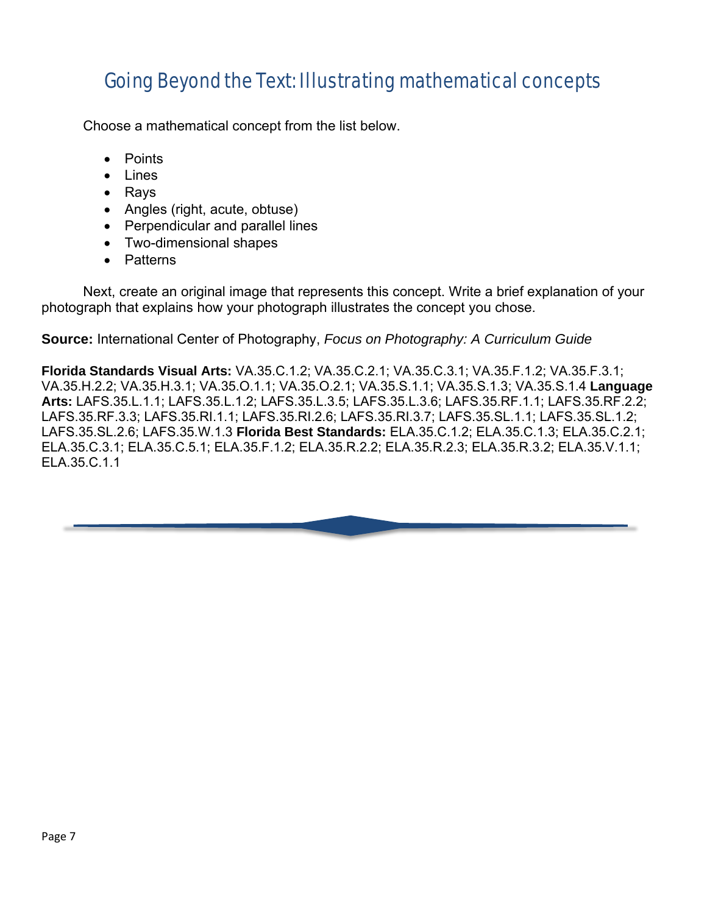# Going Beyond the Text: Illustrating mathematical concepts

Choose a mathematical concept from the list below.

- Points
- Lines
- Rays
- Angles (right, acute, obtuse)
- Perpendicular and parallel lines
- Two-dimensional shapes
- Patterns

Next, create an original image that represents this concept. Write a brief explanation of your photograph that explains how your photograph illustrates the concept you chose.

**Source:** International Center of Photography, *Focus on Photography: A Curriculum Guide*

**Florida Standards Visual Arts:** VA.35.C.1.2; VA.35.C.2.1; VA.35.C.3.1; VA.35.F.1.2; VA.35.F.3.1; VA.35.H.2.2; VA.35.H.3.1; VA.35.O.1.1; VA.35.O.2.1; VA.35.S.1.1; VA.35.S.1.3; VA.35.S.1.4 **Language Arts:** LAFS.35.L.1.1; LAFS.35.L.1.2; LAFS.35.L.3.5; LAFS.35.L.3.6; LAFS.35.RF.1.1; LAFS.35.RF.2.2; LAFS.35.RF.3.3; LAFS.35.RI.1.1; LAFS.35.RI.2.6; LAFS.35.RI.3.7; LAFS.35.SL.1.1; LAFS.35.SL.1.2; LAFS.35.SL.2.6; LAFS.35.W.1.3 **Florida Best Standards:** ELA.35.C.1.2; ELA.35.C.1.3; ELA.35.C.2.1; ELA.35.C.3.1; ELA.35.C.5.1; ELA.35.F.1.2; ELA.35.R.2.2; ELA.35.R.2.3; ELA.35.R.3.2; ELA.35.V.1.1; ELA.35.C.1.1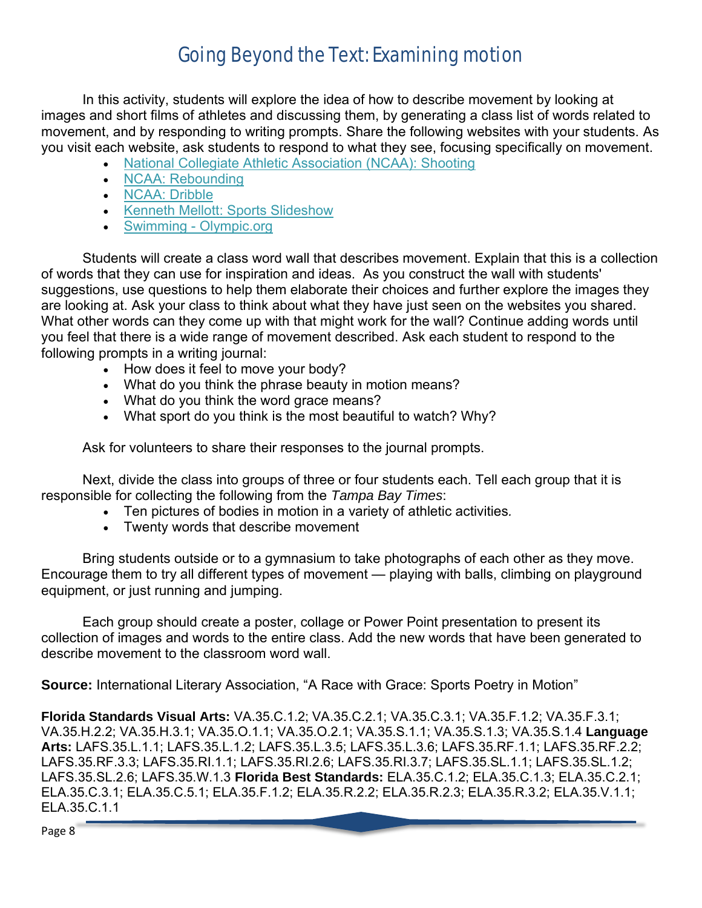# Going Beyond the Text: Examining motion

In this activity, students will explore the idea of how to describe movement by looking at images and short films of athletes and discussing them, by generating a class list of words related to movement, and by responding to writing prompts. Share the following websites with your students. As you visit each website, ask students to respond to what they see, focusing specifically on movement.

- National Collegiate Athletic Association (NCAA): Shooting
- NCAA: Rebounding
- NCAA: Dribble
- Kenneth Mellott: Sports Slideshow
- Swimming - Olympic.org

Students will create a class word wall that describes movement. Explain that this is a collection of words that they can use for inspiration and ideas. As you construct the wall with students' suggestions, use questions to help them elaborate their choices and further explore the images they are looking at. Ask your class to think about what they have just seen on the websites you shared. What other words can they come up with that might work for the wall? Continue adding words until you feel that there is a wide range of movement described. Ask each student to respond to the following prompts in a writing journal:

- How does it feel to move your body?
- What do you think the phrase beauty in motion means?
- What do you think the word grace means?
- What sport do you think is the most beautiful to watch? Why?

Ask for volunteers to share their responses to the journal prompts.

Next, divide the class into groups of three or four students each. Tell each group that it is responsible for collecting the following from the *Tampa Bay Times*:

- Ten pictures of bodies in motion in a variety of athletic activities.
- Twenty words that describe movement

Bring students outside or to a gymnasium to take photographs of each other as they move. Encourage them to try all different types of movement — playing with balls, climbing on playground equipment, or just running and jumping.

Each group should create a poster, collage or Power Point presentation to present its collection of images and words to the entire class. Add the new words that have been generated to describe movement to the classroom word wall.

**Source:** International Literary Association, "A Race with Grace: Sports Poetry in Motion"

**Florida Standards Visual Arts:** VA.35.C.1.2; VA.35.C.2.1; VA.35.C.3.1; VA.35.F.1.2; VA.35.F.3.1; VA.35.H.2.2; VA.35.H.3.1; VA.35.O.1.1; VA.35.O.2.1; VA.35.S.1.1; VA.35.S.1.3; VA.35.S.1.4 **Language Arts:** LAFS.35.L.1.1; LAFS.35.L.1.2; LAFS.35.L.3.5; LAFS.35.L.3.6; LAFS.35.RF.1.1; LAFS.35.RF.2.2; LAFS.35.RF.3.3; LAFS.35.RI.1.1; LAFS.35.RI.2.6; LAFS.35.RI.3.7; LAFS.35.SL.1.1; LAFS.35.SL.1.2; LAFS.35.SL.2.6; LAFS.35.W.1.3 **Florida Best Standards:** ELA.35.C.1.2; ELA.35.C.1.3; ELA.35.C.2.1; ELA.35.C.3.1; ELA.35.C.5.1; ELA.35.F.1.2; ELA.35.R.2.2; ELA.35.R.2.3; ELA.35.R.3.2; ELA.35.V.1.1; ELA.35.C.1.1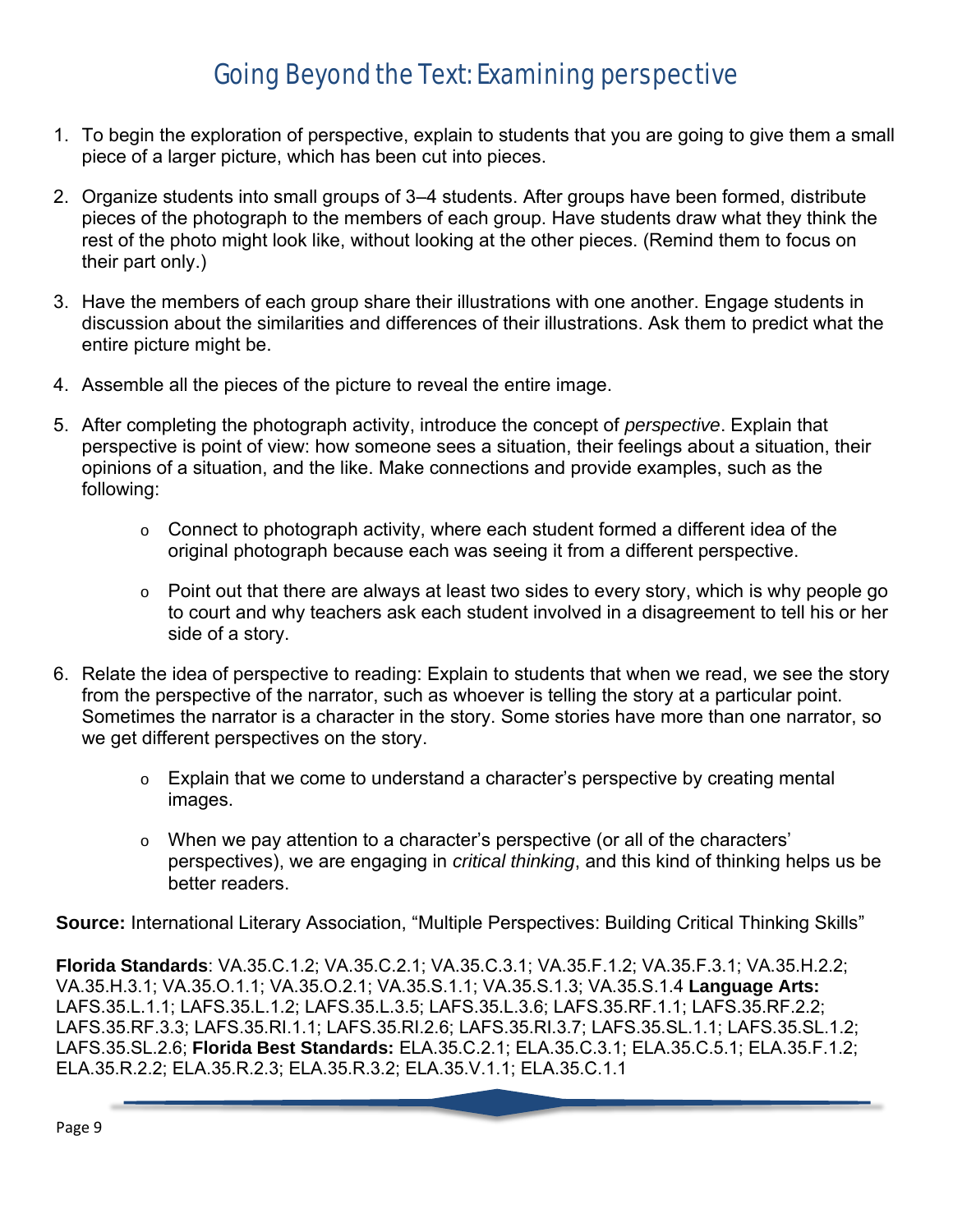# Going Beyond the Text: Examining perspective

1. To begin the exploration of perspective, explain to students that you are going to give them a small piece of a larger picture, which has been cut into pieces.

2. Organize students into small groups of 3–4 students. After groups have been formed, distribute pieces of the photograph to the members of each group. Have students draw what they think the rest of the photo might look like, without looking at the other pieces. (Remind them to focus on their part only.)

3. Have the members of each group share their illustrations with one another. Engage students in discussion about the similarities and differences of their illustrations. Ask them to predict what the entire picture might be.

4. Assemble all the pieces of the picture to reveal the entire image.

5. After completing the photograph activity, introduce the concept of *perspective*. Explain that perspective is point of view: how someone sees a situation, their feelings about a situation, their opinions of a situation, and the like. Make connections and provide examples, such as the following:

   - Connect to photograph activity, where each student formed a different idea of the original photograph because each was seeing it from a different perspective.

   - Point out that there are always at least two sides to every story, which is why people go to court and why teachers ask each student involved in a disagreement to tell his or her side of a story.

6. Relate the idea of perspective to reading: Explain to students that when we read, we see the story from the perspective of the narrator, such as whoever is telling the story at a particular point. Sometimes the narrator is a character in the story. Some stories have more than one narrator, so we get different perspectives on the story.

   - Explain that we come to understand a character's perspective by creating mental images.

   - When we pay attention to a character's perspective (or all of the characters' perspectives), we are engaging in *critical thinking*, and this kind of thinking helps us be better readers.

**Source:** International Literary Association, "Multiple Perspectives: Building Critical Thinking Skills"

**Florida Standards**: VA.35.C.1.2; VA.35.C.2.1; VA.35.C.3.1; VA.35.F.1.2; VA.35.F.3.1; VA.35.H.2.2; VA.35.H.3.1; VA.35.O.1.1; VA.35.O.2.1; VA.35.S.1.1; VA.35.S.1.3; VA.35.S.1.4 **Language Arts:** LAFS.35.L.1.1; LAFS.35.L.1.2; LAFS.35.L.3.5; LAFS.35.L.3.6; LAFS.35.RF.1.1; LAFS.35.RF.2.2; LAFS.35.RF.3.3; LAFS.35.RI.1.1; LAFS.35.RI.2.6; LAFS.35.RI.3.7; LAFS.35.SL.1.1; LAFS.35.SL.1.2; LAFS.35.SL.2.6; **Florida Best Standards:** ELA.35.C.2.1; ELA.35.C.3.1; ELA.35.C.5.1; ELA.35.F.1.2; ELA.35.R.2.2; ELA.35.R.2.3; ELA.35.R.3.2; ELA.35.V.1.1; ELA.35.C.1.1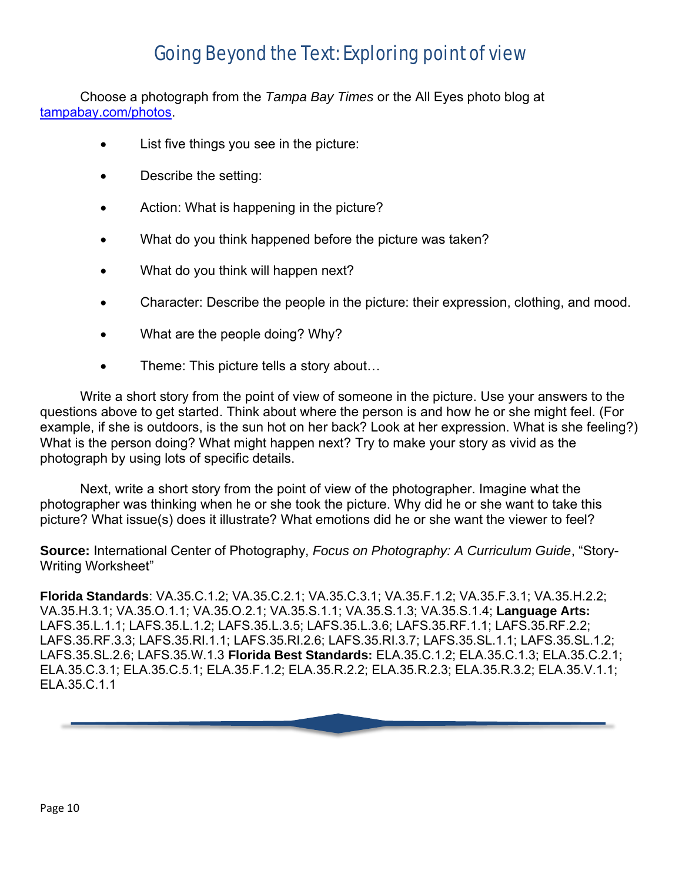# Going Beyond the Text: Exploring point of view

Choose a photograph from the *Tampa Bay Times* or the All Eyes photo blog at [tampabay.com/photos](tampabay.com/photos).

- List five things you see in the picture:
- Describe the setting:
- Action: What is happening in the picture?
- What do you think happened before the picture was taken?
- What do you think will happen next?
- Character: Describe the people in the picture: their expression, clothing, and mood.
- What are the people doing? Why?
- Theme: This picture tells a story about…

Write a short story from the point of view of someone in the picture. Use your answers to the questions above to get started. Think about where the person is and how he or she might feel. (For example, if she is outdoors, is the sun hot on her back? Look at her expression. What is she feeling?) What is the person doing? What might happen next? Try to make your story as vivid as the photograph by using lots of specific details.

Next, write a short story from the point of view of the photographer. Imagine what the photographer was thinking when he or she took the picture. Why did he or she want to take this picture? What issue(s) does it illustrate? What emotions did he or she want the viewer to feel?

**Source:** International Center of Photography, *Focus on Photography: A Curriculum Guide*, "Story-Writing Worksheet"

**Florida Standards**: VA.35.C.1.2; VA.35.C.2.1; VA.35.C.3.1; VA.35.F.1.2; VA.35.F.3.1; VA.35.H.2.2; VA.35.H.3.1; VA.35.O.1.1; VA.35.O.2.1; VA.35.S.1.1; VA.35.S.1.3; VA.35.S.1.4; **Language Arts:** LAFS.35.L.1.1; LAFS.35.L.1.2; LAFS.35.L.3.5; LAFS.35.L.3.6; LAFS.35.RF.1.1; LAFS.35.RF.2.2; LAFS.35.RF.3.3; LAFS.35.RI.1.1; LAFS.35.RI.2.6; LAFS.35.RI.3.7; LAFS.35.SL.1.1; LAFS.35.SL.1.2; LAFS.35.SL.2.6; LAFS.35.W.1.3 **Florida Best Standards:** ELA.35.C.1.2; ELA.35.C.1.3; ELA.35.C.2.1; ELA.35.C.3.1; ELA.35.C.5.1; ELA.35.F.1.2; ELA.35.R.2.2; ELA.35.R.2.3; ELA.35.R.3.2; ELA.35.V.1.1; ELA.35.C.1.1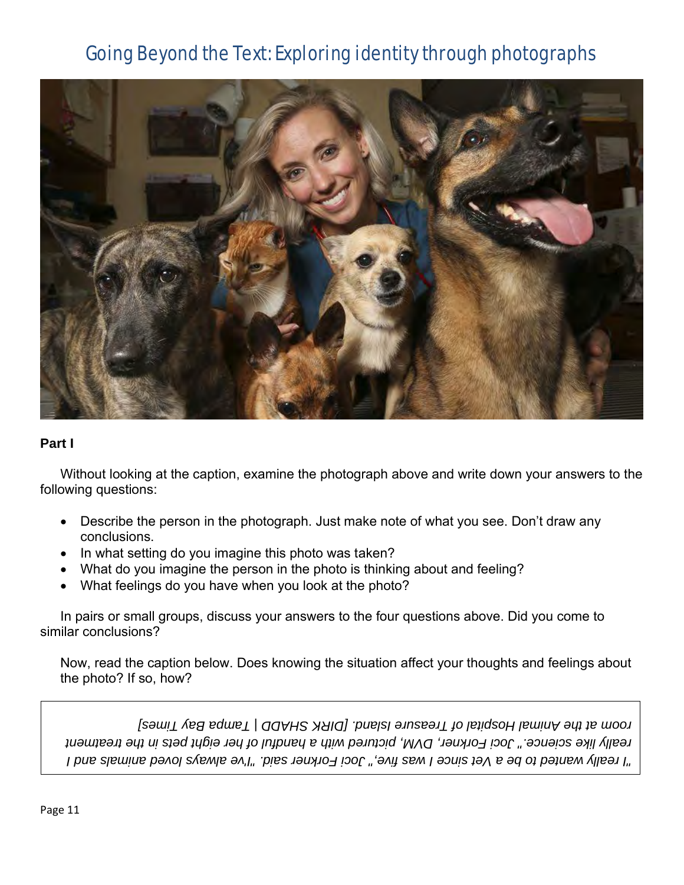# Going Beyond the Text: Exploring identity through photographs

**Part I**

Without looking at the caption, examine the photograph above and write down your answers to the following questions:

- Describe the person in the photograph. Just make note of what you see. Don't draw any conclusions.
- In what setting do you imagine this photo was taken?
- What do you imagine the person in the photo is thinking about and feeling?
- What feelings do you have when you look at the photo?

In pairs or small groups, discuss your answers to the four questions above. Did you come to similar conclusions?

Now, read the caption below. Does knowing the situation affect your thoughts and feelings about the photo? If so, how?

*"I really wanted to be a Vet since I was five," Joci Forkner said. "I've always loved animals and I really like science." Joci Forkner, DVM, pictured with a handful of her eight pets in the treatment room at the Animal Hospital of Treasure Island. [DIRK SHADD | Tampa Bay Times]*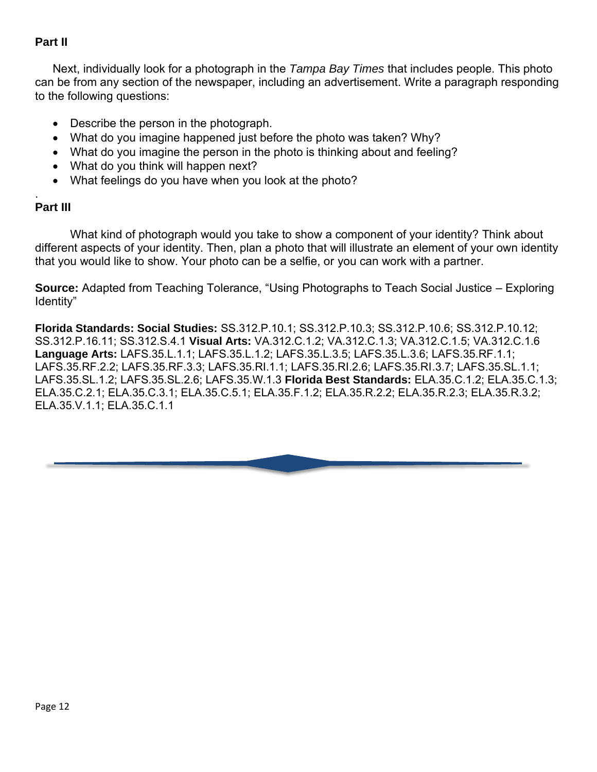**Part II**

Next, individually look for a photograph in the *Tampa Bay Times* that includes people. This photo can be from any section of the newspaper, including an advertisement. Write a paragraph responding to the following questions:

- Describe the person in the photograph.
- What do you imagine happened just before the photo was taken? Why?
- What do you imagine the person in the photo is thinking about and feeling?
- What do you think will happen next?
- What feelings do you have when you look at the photo?

.

**Part III**

What kind of photograph would you take to show a component of your identity? Think about different aspects of your identity. Then, plan a photo that will illustrate an element of your own identity that you would like to show. Your photo can be a selfie, or you can work with a partner.

**Source:** Adapted from Teaching Tolerance, "Using Photographs to Teach Social Justice – Exploring Identity"

**Florida Standards: Social Studies:** SS.312.P.10.1; SS.312.P.10.3; SS.312.P.10.6; SS.312.P.10.12; SS.312.P.16.11; SS.312.S.4.1 **Visual Arts:** VA.312.C.1.2; VA.312.C.1.3; VA.312.C.1.5; VA.312.C.1.6 **Language Arts:** LAFS.35.L.1.1; LAFS.35.L.1.2; LAFS.35.L.3.5; LAFS.35.L.3.6; LAFS.35.RF.1.1; LAFS.35.RF.2.2; LAFS.35.RF.3.3; LAFS.35.RI.1.1; LAFS.35.RI.2.6; LAFS.35.RI.3.7; LAFS.35.SL.1.1; LAFS.35.SL.1.2; LAFS.35.SL.2.6; LAFS.35.W.1.3 **Florida Best Standards:** ELA.35.C.1.2; ELA.35.C.1.3; ELA.35.C.2.1; ELA.35.C.3.1; ELA.35.C.5.1; ELA.35.F.1.2; ELA.35.R.2.2; ELA.35.R.2.3; ELA.35.R.3.2; ELA.35.V.1.1; ELA.35.C.1.1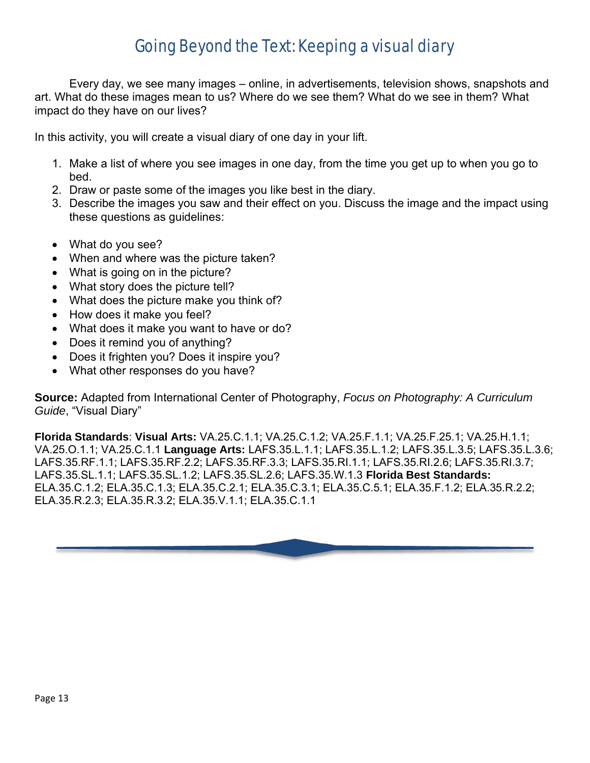# Going Beyond the Text: Keeping a visual diary

Every day, we see many images – online, in advertisements, television shows, snapshots and art. What do these images mean to us? Where do we see them? What do we see in them? What impact do they have on our lives?

In this activity, you will create a visual diary of one day in your lift.

1. Make a list of where you see images in one day, from the time you get up to when you go to bed.
2. Draw or paste some of the images you like best in the diary.
3. Describe the images you saw and their effect on you. Discuss the image and the impact using these questions as guidelines:

- What do you see?
- When and where was the picture taken?
- What is going on in the picture?
- What story does the picture tell?
- What does the picture make you think of?
- How does it make you feel?
- What does it make you want to have or do?
- Does it remind you of anything?
- Does it frighten you? Does it inspire you?
- What other responses do you have?

**Source:** Adapted from International Center of Photography, *Focus on Photography: A Curriculum Guide*, "Visual Diary"

**Florida Standards**: **Visual Arts:** VA.25.C.1.1; VA.25.C.1.2; VA.25.F.1.1; VA.25.F.25.1; VA.25.H.1.1; VA.25.O.1.1; VA.25.C.1.1 **Language Arts:** LAFS.35.L.1.1; LAFS.35.L.1.2; LAFS.35.L.3.5; LAFS.35.L.3.6; LAFS.35.RF.1.1; LAFS.35.RF.2.2; LAFS.35.RF.3.3; LAFS.35.RI.1.1; LAFS.35.RI.2.6; LAFS.35.RI.3.7; LAFS.35.SL.1.1; LAFS.35.SL.1.2; LAFS.35.SL.2.6; LAFS.35.W.1.3 **Florida Best Standards:** ELA.35.C.1.2; ELA.35.C.1.3; ELA.35.C.2.1; ELA.35.C.3.1; ELA.35.C.5.1; ELA.35.F.1.2; ELA.35.R.2.2; ELA.35.R.2.3; ELA.35.R.3.2; ELA.35.V.1.1; ELA.35.C.1.1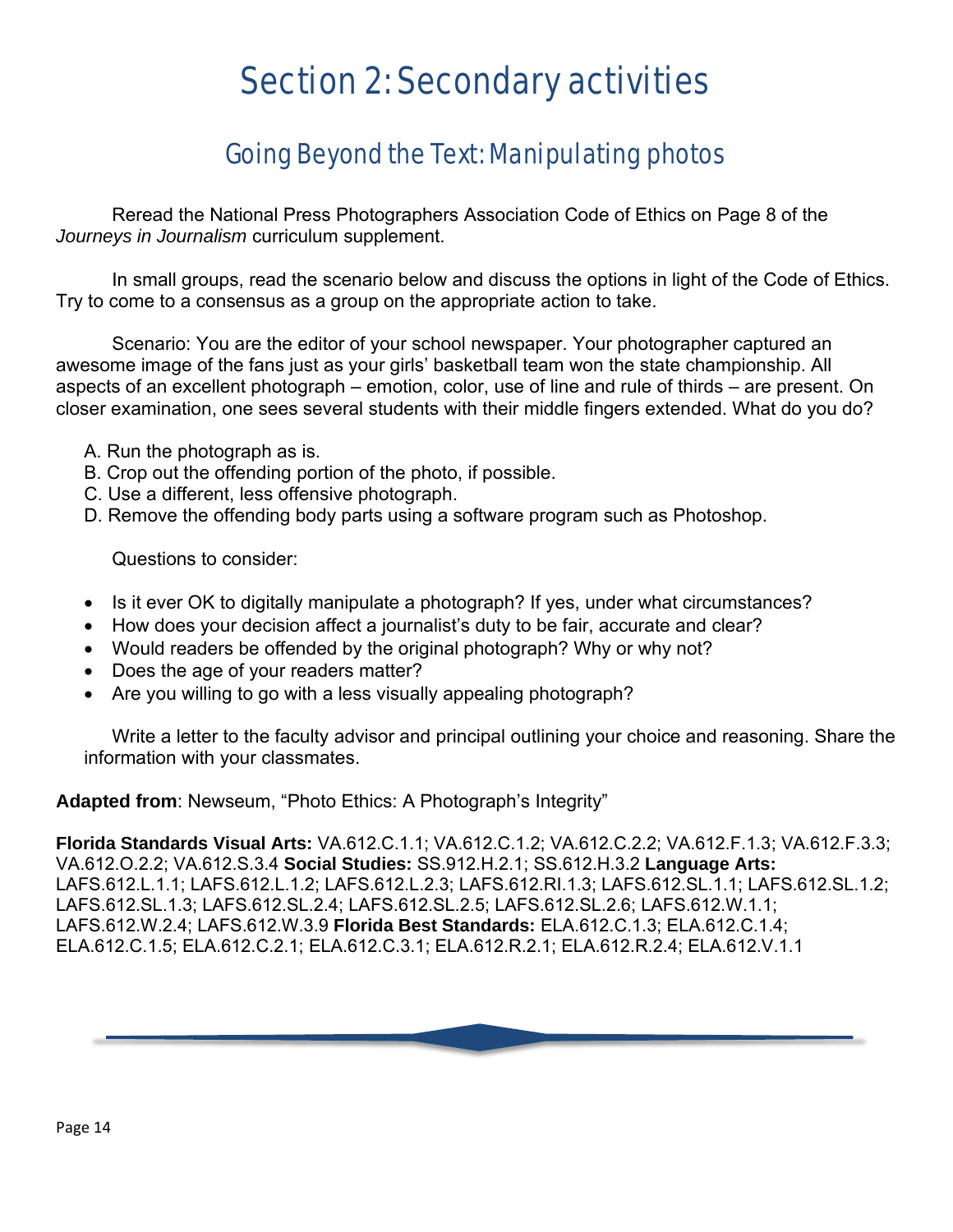# Section 2: Secondary activities

## Going Beyond the Text: Manipulating photos

Reread the National Press Photographers Association Code of Ethics on Page 8 of the *Journeys in Journalism* curriculum supplement.

In small groups, read the scenario below and discuss the options in light of the Code of Ethics. Try to come to a consensus as a group on the appropriate action to take.

Scenario: You are the editor of your school newspaper. Your photographer captured an awesome image of the fans just as your girls' basketball team won the state championship. All aspects of an excellent photograph – emotion, color, use of line and rule of thirds – are present. On closer examination, one sees several students with their middle fingers extended. What do you do?

A. Run the photograph as is.
B. Crop out the offending portion of the photo, if possible.
C. Use a different, less offensive photograph.
D. Remove the offending body parts using a software program such as Photoshop.

Questions to consider:

- Is it ever OK to digitally manipulate a photograph? If yes, under what circumstances?
- How does your decision affect a journalist's duty to be fair, accurate and clear?
- Would readers be offended by the original photograph? Why or why not?
- Does the age of your readers matter?
- Are you willing to go with a less visually appealing photograph?

Write a letter to the faculty advisor and principal outlining your choice and reasoning. Share the information with your classmates.

**Adapted from**: Newseum, "Photo Ethics: A Photograph's Integrity"

**Florida Standards Visual Arts:** VA.612.C.1.1; VA.612.C.1.2; VA.612.C.2.2; VA.612.F.1.3; VA.612.F.3.3; VA.612.O.2.2; VA.612.S.3.4 **Social Studies:** SS.912.H.2.1; SS.612.H.3.2 **Language Arts:** LAFS.612.L.1.1; LAFS.612.L.1.2; LAFS.612.L.2.3; LAFS.612.RI.1.3; LAFS.612.SL.1.1; LAFS.612.SL.1.2; LAFS.612.SL.1.3; LAFS.612.SL.2.4; LAFS.612.SL.2.5; LAFS.612.SL.2.6; LAFS.612.W.1.1; LAFS.612.W.2.4; LAFS.612.W.3.9 **Florida Best Standards:** ELA.612.C.1.3; ELA.612.C.1.4; ELA.612.C.1.5; ELA.612.C.2.1; ELA.612.C.3.1; ELA.612.R.2.1; ELA.612.R.2.4; ELA.612.V.1.1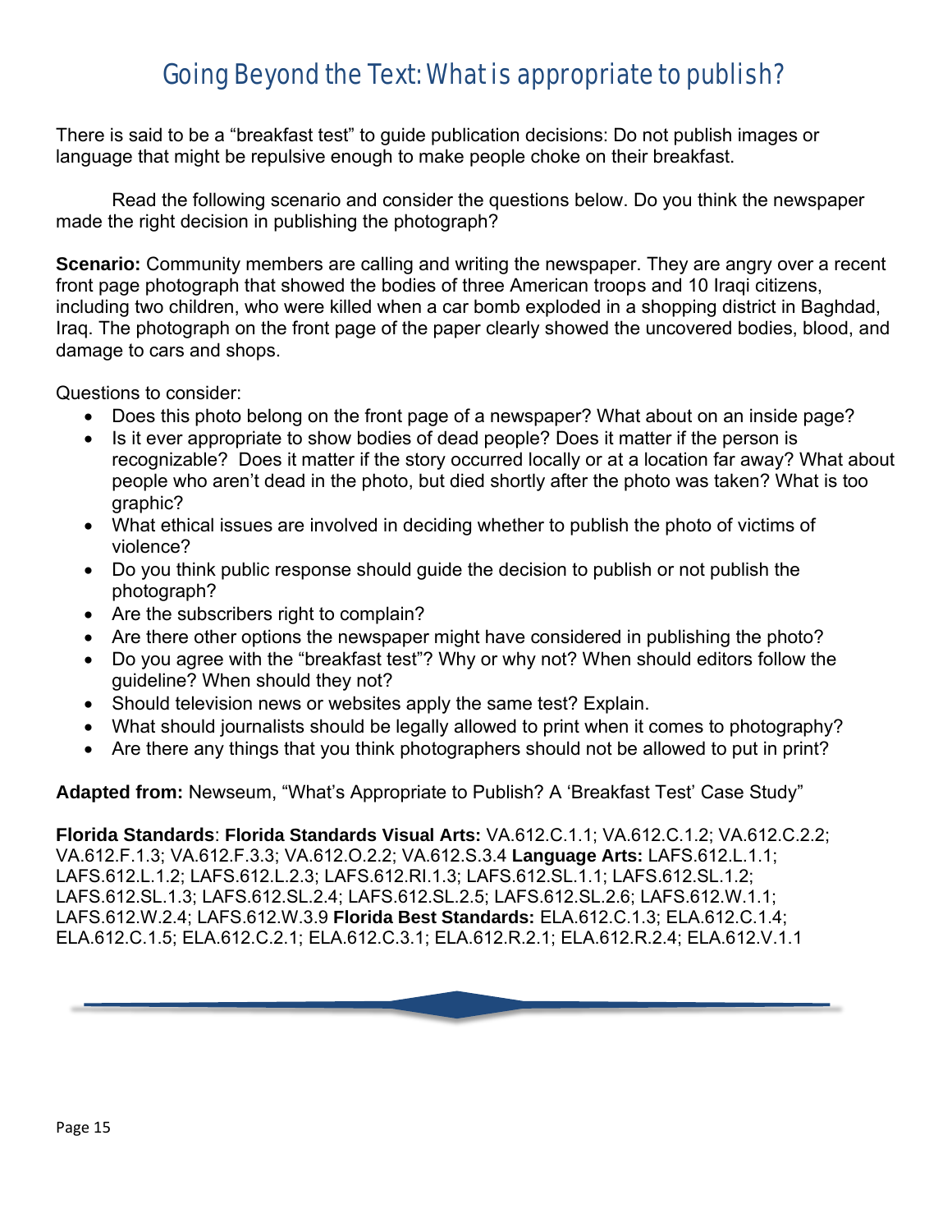# Going Beyond the Text: What is appropriate to publish?

There is said to be a "breakfast test" to guide publication decisions: Do not publish images or language that might be repulsive enough to make people choke on their breakfast.

Read the following scenario and consider the questions below. Do you think the newspaper made the right decision in publishing the photograph?

**Scenario:** Community members are calling and writing the newspaper. They are angry over a recent front page photograph that showed the bodies of three American troops and 10 Iraqi citizens, including two children, who were killed when a car bomb exploded in a shopping district in Baghdad, Iraq. The photograph on the front page of the paper clearly showed the uncovered bodies, blood, and damage to cars and shops.

Questions to consider:

- Does this photo belong on the front page of a newspaper? What about on an inside page?
- Is it ever appropriate to show bodies of dead people? Does it matter if the person is recognizable? Does it matter if the story occurred locally or at a location far away? What about people who aren't dead in the photo, but died shortly after the photo was taken? What is too graphic?
- What ethical issues are involved in deciding whether to publish the photo of victims of violence?
- Do you think public response should guide the decision to publish or not publish the photograph?
- Are the subscribers right to complain?
- Are there other options the newspaper might have considered in publishing the photo?
- Do you agree with the "breakfast test"? Why or why not? When should editors follow the guideline? When should they not?
- Should television news or websites apply the same test? Explain.
- What should journalists should be legally allowed to print when it comes to photography?
- Are there any things that you think photographers should not be allowed to put in print?

**Adapted from:** Newseum, "What's Appropriate to Publish? A 'Breakfast Test' Case Study"

**Florida Standards**: **Florida Standards Visual Arts:** VA.612.C.1.1; VA.612.C.1.2; VA.612.C.2.2; VA.612.F.1.3; VA.612.F.3.3; VA.612.O.2.2; VA.612.S.3.4 **Language Arts:** LAFS.612.L.1.1; LAFS.612.L.1.2; LAFS.612.L.2.3; LAFS.612.RI.1.3; LAFS.612.SL.1.1; LAFS.612.SL.1.2; LAFS.612.SL.1.3; LAFS.612.SL.2.4; LAFS.612.SL.2.5; LAFS.612.SL.2.6; LAFS.612.W.1.1; LAFS.612.W.2.4; LAFS.612.W.3.9 **Florida Best Standards:** ELA.612.C.1.3; ELA.612.C.1.4; ELA.612.C.1.5; ELA.612.C.2.1; ELA.612.C.3.1; ELA.612.R.2.1; ELA.612.R.2.4; ELA.612.V.1.1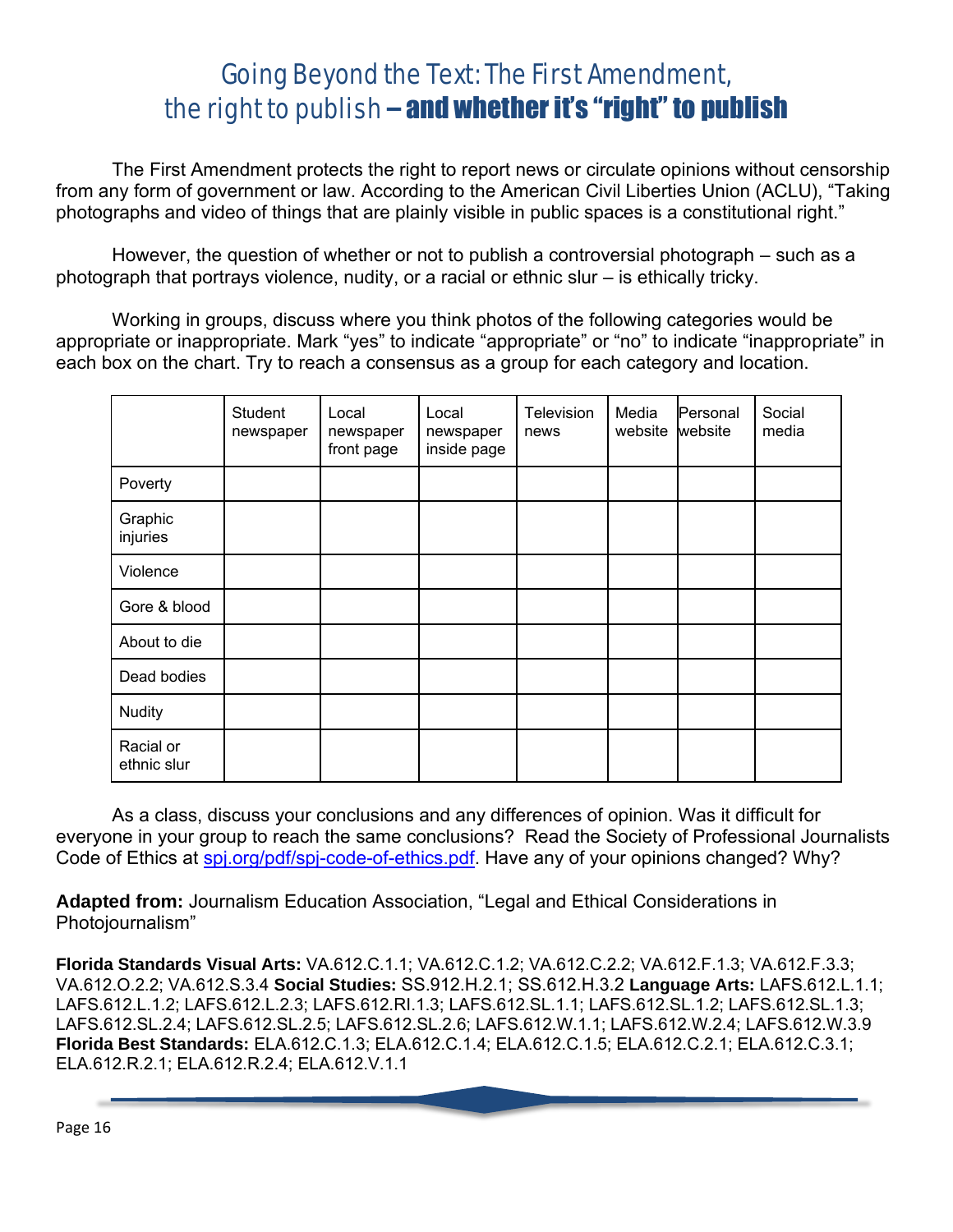# Going Beyond the Text: The First Amendment, the right to publish – **and whether it's "right" to publish**

The First Amendment protects the right to report news or circulate opinions without censorship from any form of government or law. According to the American Civil Liberties Union (ACLU), "Taking photographs and video of things that are plainly visible in public spaces is a constitutional right."

However, the question of whether or not to publish a controversial photograph – such as a photograph that portrays violence, nudity, or a racial or ethnic slur – is ethically tricky.

Working in groups, discuss where you think photos of the following categories would be appropriate or inappropriate. Mark "yes" to indicate "appropriate" or "no" to indicate "inappropriate" in each box on the chart. Try to reach a consensus as a group for each category and location.

| | Student newspaper | Local newspaper front page | Local newspaper inside page | Television news | Media website | Personal website | Social media |
|---|---|---|---|---|---|---|---|
| Poverty | | | | | | | |
| Graphic injuries | | | | | | | |
| Violence | | | | | | | |
| Gore & blood | | | | | | | |
| About to die | | | | | | | |
| Dead bodies | | | | | | | |
| Nudity | | | | | | | |
| Racial or ethnic slur | | | | | | | |

As a class, discuss your conclusions and any differences of opinion. Was it difficult for everyone in your group to reach the same conclusions? Read the Society of Professional Journalists Code of Ethics at [spj.org/pdf/spj-code-of-ethics.pdf](spj.org/pdf/spj-code-of-ethics.pdf). Have any of your opinions changed? Why?

**Adapted from:** Journalism Education Association, "Legal and Ethical Considerations in Photojournalism"

**Florida Standards Visual Arts:** VA.612.C.1.1; VA.612.C.1.2; VA.612.C.2.2; VA.612.F.1.3; VA.612.F.3.3; VA.612.O.2.2; VA.612.S.3.4 **Social Studies:** SS.912.H.2.1; SS.612.H.3.2 **Language Arts:** LAFS.612.L.1.1; LAFS.612.L.1.2; LAFS.612.L.2.3; LAFS.612.RI.1.3; LAFS.612.SL.1.1; LAFS.612.SL.1.2; LAFS.612.SL.1.3; LAFS.612.SL.2.4; LAFS.612.SL.2.5; LAFS.612.SL.2.6; LAFS.612.W.1.1; LAFS.612.W.2.4; LAFS.612.W.3.9 **Florida Best Standards:** ELA.612.C.1.3; ELA.612.C.1.4; ELA.612.C.1.5; ELA.612.C.2.1; ELA.612.C.3.1; ELA.612.R.2.1; ELA.612.R.2.4; ELA.612.V.1.1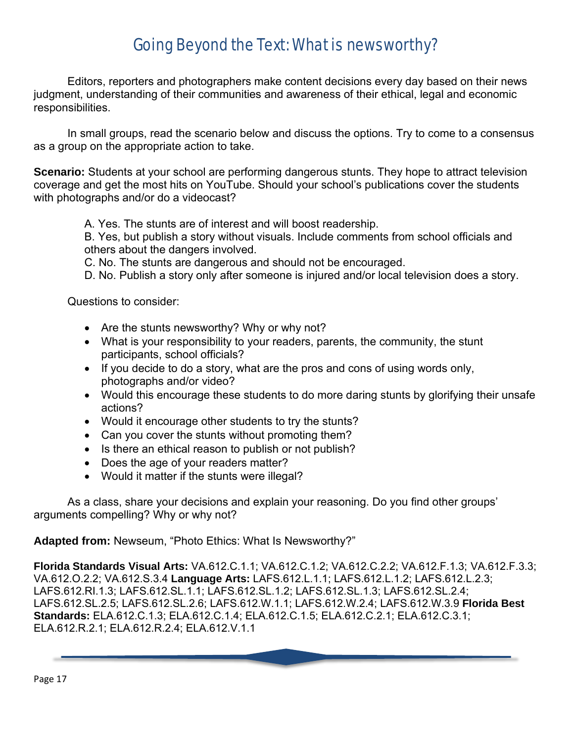# Going Beyond the Text: What is newsworthy?

Editors, reporters and photographers make content decisions every day based on their news judgment, understanding of their communities and awareness of their ethical, legal and economic responsibilities.

In small groups, read the scenario below and discuss the options. Try to come to a consensus as a group on the appropriate action to take.

**Scenario:** Students at your school are performing dangerous stunts. They hope to attract television coverage and get the most hits on YouTube. Should your school's publications cover the students with photographs and/or do a videocast?

A. Yes. The stunts are of interest and will boost readership.
B. Yes, but publish a story without visuals. Include comments from school officials and others about the dangers involved.
C. No. The stunts are dangerous and should not be encouraged.
D. No. Publish a story only after someone is injured and/or local television does a story.

Questions to consider:

- Are the stunts newsworthy? Why or why not?
- What is your responsibility to your readers, parents, the community, the stunt participants, school officials?
- If you decide to do a story, what are the pros and cons of using words only, photographs and/or video?
- Would this encourage these students to do more daring stunts by glorifying their unsafe actions?
- Would it encourage other students to try the stunts?
- Can you cover the stunts without promoting them?
- Is there an ethical reason to publish or not publish?
- Does the age of your readers matter?
- Would it matter if the stunts were illegal?

As a class, share your decisions and explain your reasoning. Do you find other groups' arguments compelling? Why or why not?

**Adapted from:** Newseum, "Photo Ethics: What Is Newsworthy?"

**Florida Standards Visual Arts:** VA.612.C.1.1; VA.612.C.1.2; VA.612.C.2.2; VA.612.F.1.3; VA.612.F.3.3; VA.612.O.2.2; VA.612.S.3.4 **Language Arts:** LAFS.612.L.1.1; LAFS.612.L.1.2; LAFS.612.L.2.3; LAFS.612.RI.1.3; LAFS.612.SL.1.1; LAFS.612.SL.1.2; LAFS.612.SL.1.3; LAFS.612.SL.2.4; LAFS.612.SL.2.5; LAFS.612.SL.2.6; LAFS.612.W.1.1; LAFS.612.W.2.4; LAFS.612.W.3.9 **Florida Best Standards:** ELA.612.C.1.3; ELA.612.C.1.4; ELA.612.C.1.5; ELA.612.C.2.1; ELA.612.C.3.1; ELA.612.R.2.1; ELA.612.R.2.4; ELA.612.V.1.1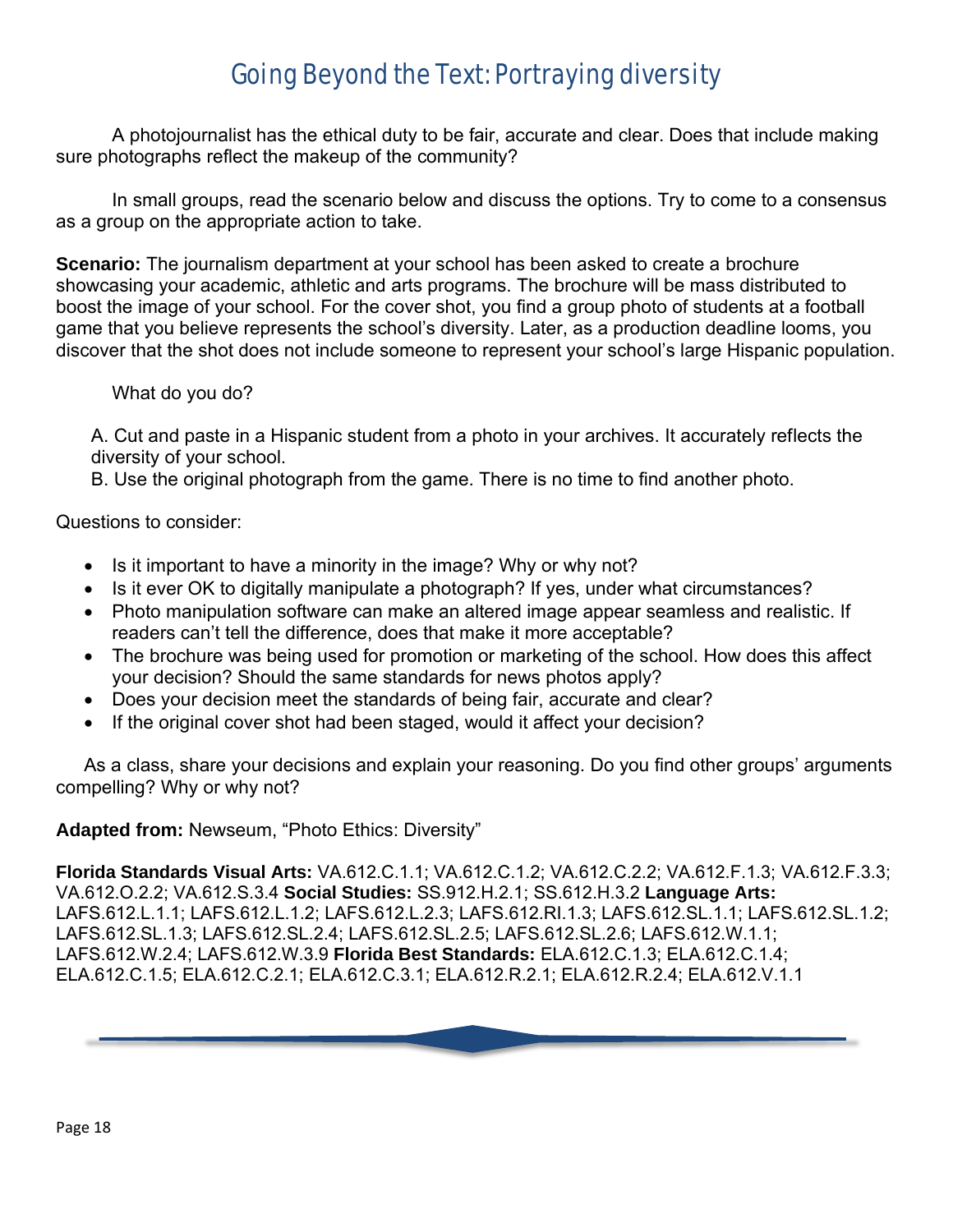# Going Beyond the Text: Portraying diversity

A photojournalist has the ethical duty to be fair, accurate and clear. Does that include making sure photographs reflect the makeup of the community?

In small groups, read the scenario below and discuss the options. Try to come to a consensus as a group on the appropriate action to take.

**Scenario:** The journalism department at your school has been asked to create a brochure showcasing your academic, athletic and arts programs. The brochure will be mass distributed to boost the image of your school. For the cover shot, you find a group photo of students at a football game that you believe represents the school's diversity. Later, as a production deadline looms, you discover that the shot does not include someone to represent your school's large Hispanic population.

What do you do?

A. Cut and paste in a Hispanic student from a photo in your archives. It accurately reflects the diversity of your school.
B. Use the original photograph from the game. There is no time to find another photo.

Questions to consider:

- Is it important to have a minority in the image? Why or why not?
- Is it ever OK to digitally manipulate a photograph? If yes, under what circumstances?
- Photo manipulation software can make an altered image appear seamless and realistic. If readers can't tell the difference, does that make it more acceptable?
- The brochure was being used for promotion or marketing of the school. How does this affect your decision? Should the same standards for news photos apply?
- Does your decision meet the standards of being fair, accurate and clear?
- If the original cover shot had been staged, would it affect your decision?

As a class, share your decisions and explain your reasoning. Do you find other groups' arguments compelling? Why or why not?

**Adapted from:** Newseum, "Photo Ethics: Diversity"

**Florida Standards Visual Arts:** VA.612.C.1.1; VA.612.C.1.2; VA.612.C.2.2; VA.612.F.1.3; VA.612.F.3.3; VA.612.O.2.2; VA.612.S.3.4 **Social Studies:** SS.912.H.2.1; SS.612.H.3.2 **Language Arts:** LAFS.612.L.1.1; LAFS.612.L.1.2; LAFS.612.L.2.3; LAFS.612.RI.1.3; LAFS.612.SL.1.1; LAFS.612.SL.1.2; LAFS.612.SL.1.3; LAFS.612.SL.2.4; LAFS.612.SL.2.5; LAFS.612.SL.2.6; LAFS.612.W.1.1; LAFS.612.W.2.4; LAFS.612.W.3.9 **Florida Best Standards:** ELA.612.C.1.3; ELA.612.C.1.4; ELA.612.C.1.5; ELA.612.C.2.1; ELA.612.C.3.1; ELA.612.R.2.1; ELA.612.R.2.4; ELA.612.V.1.1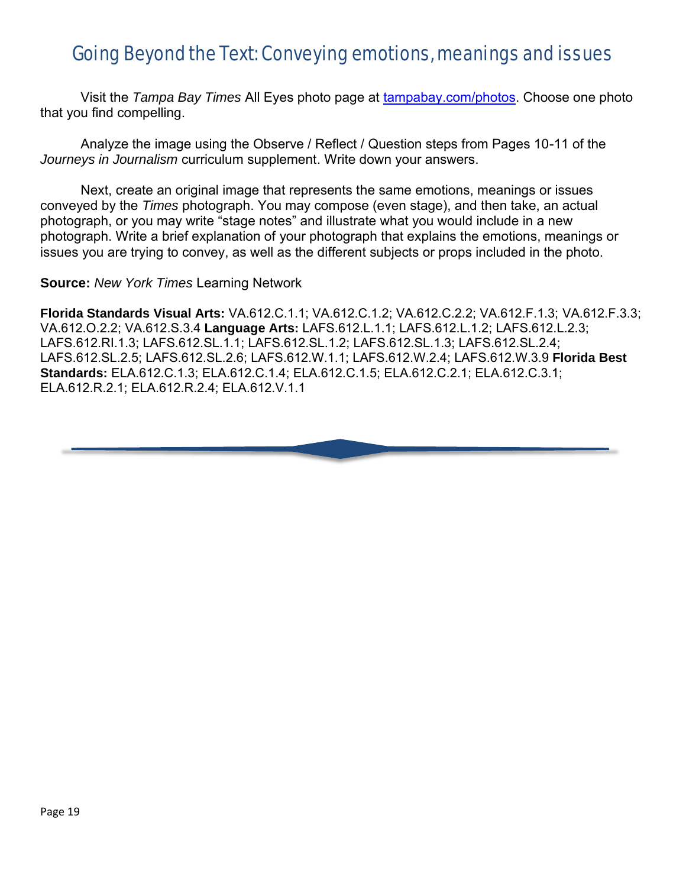# Going Beyond the Text: Conveying emotions, meanings and issues

Visit the *Tampa Bay Times* All Eyes photo page at [tampabay.com/photos](tampabay.com/photos). Choose one photo that you find compelling.

Analyze the image using the Observe / Reflect / Question steps from Pages 10-11 of the *Journeys in Journalism* curriculum supplement. Write down your answers.

Next, create an original image that represents the same emotions, meanings or issues conveyed by the *Times* photograph. You may compose (even stage), and then take, an actual photograph, or you may write "stage notes" and illustrate what you would include in a new photograph. Write a brief explanation of your photograph that explains the emotions, meanings or issues you are trying to convey, as well as the different subjects or props included in the photo.

**Source:** *New York Times* Learning Network

**Florida Standards Visual Arts:** VA.612.C.1.1; VA.612.C.1.2; VA.612.C.2.2; VA.612.F.1.3; VA.612.F.3.3; VA.612.O.2.2; VA.612.S.3.4 **Language Arts:** LAFS.612.L.1.1; LAFS.612.L.1.2; LAFS.612.L.2.3; LAFS.612.RI.1.3; LAFS.612.SL.1.1; LAFS.612.SL.1.2; LAFS.612.SL.1.3; LAFS.612.SL.2.4; LAFS.612.SL.2.5; LAFS.612.SL.2.6; LAFS.612.W.1.1; LAFS.612.W.2.4; LAFS.612.W.3.9 **Florida Best Standards:** ELA.612.C.1.3; ELA.612.C.1.4; ELA.612.C.1.5; ELA.612.C.2.1; ELA.612.C.3.1; ELA.612.R.2.1; ELA.612.R.2.4; ELA.612.V.1.1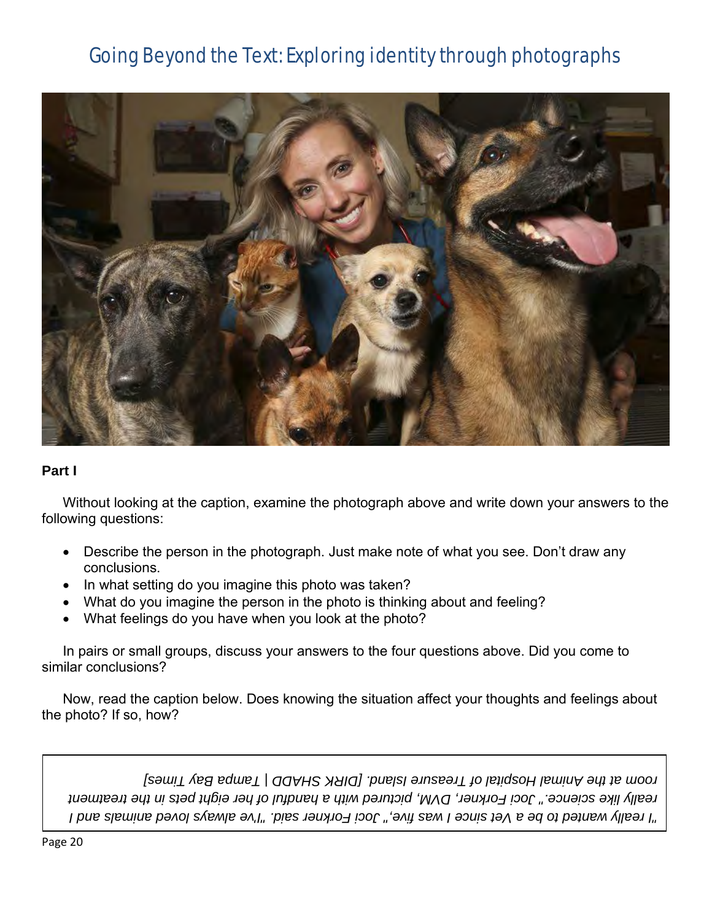# Going Beyond the Text: Exploring identity through photographs

**Part I**

Without looking at the caption, examine the photograph above and write down your answers to the following questions:

- Describe the person in the photograph. Just make note of what you see. Don't draw any conclusions.
- In what setting do you imagine this photo was taken?
- What do you imagine the person in the photo is thinking about and feeling?
- What feelings do you have when you look at the photo?

In pairs or small groups, discuss your answers to the four questions above. Did you come to similar conclusions?

Now, read the caption below. Does knowing the situation affect your thoughts and feelings about the photo? If so, how?

*"I really wanted to be a Vet since I was five," Joci Forkner said. "I've always loved animals and I really like science." Joci Forkner, DVM, pictured with a handful of her eight pets in the treatment room at the Animal Hospital of Treasure Island. [DIRK SHADD | Tampa Bay Times]*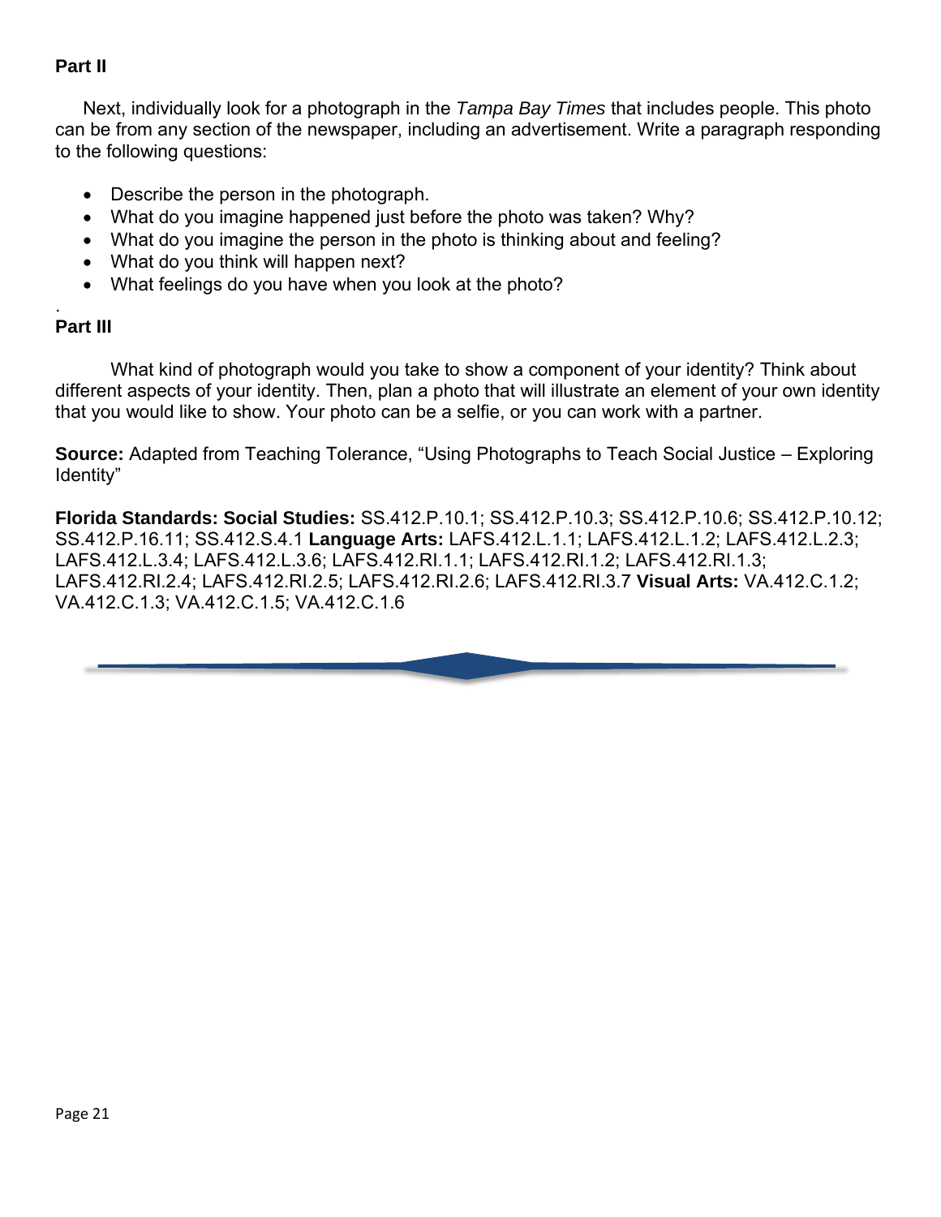**Part II**

Next, individually look for a photograph in the *Tampa Bay Times* that includes people. This photo can be from any section of the newspaper, including an advertisement. Write a paragraph responding to the following questions:

- Describe the person in the photograph.
- What do you imagine happened just before the photo was taken? Why?
- What do you imagine the person in the photo is thinking about and feeling?
- What do you think will happen next?
- What feelings do you have when you look at the photo?

.

**Part III**

What kind of photograph would you take to show a component of your identity? Think about different aspects of your identity. Then, plan a photo that will illustrate an element of your own identity that you would like to show. Your photo can be a selfie, or you can work with a partner.

**Source:** Adapted from Teaching Tolerance, "Using Photographs to Teach Social Justice – Exploring Identity"

**Florida Standards: Social Studies:** SS.412.P.10.1; SS.412.P.10.3; SS.412.P.10.6; SS.412.P.10.12; SS.412.P.16.11; SS.412.S.4.1 **Language Arts:** LAFS.412.L.1.1; LAFS.412.L.1.2; LAFS.412.L.2.3; LAFS.412.L.3.4; LAFS.412.L.3.6; LAFS.412.RI.1.1; LAFS.412.RI.1.2; LAFS.412.RI.1.3; LAFS.412.RI.2.4; LAFS.412.RI.2.5; LAFS.412.RI.2.6; LAFS.412.RI.3.7 **Visual Arts:** VA.412.C.1.2; VA.412.C.1.3; VA.412.C.1.5; VA.412.C.1.6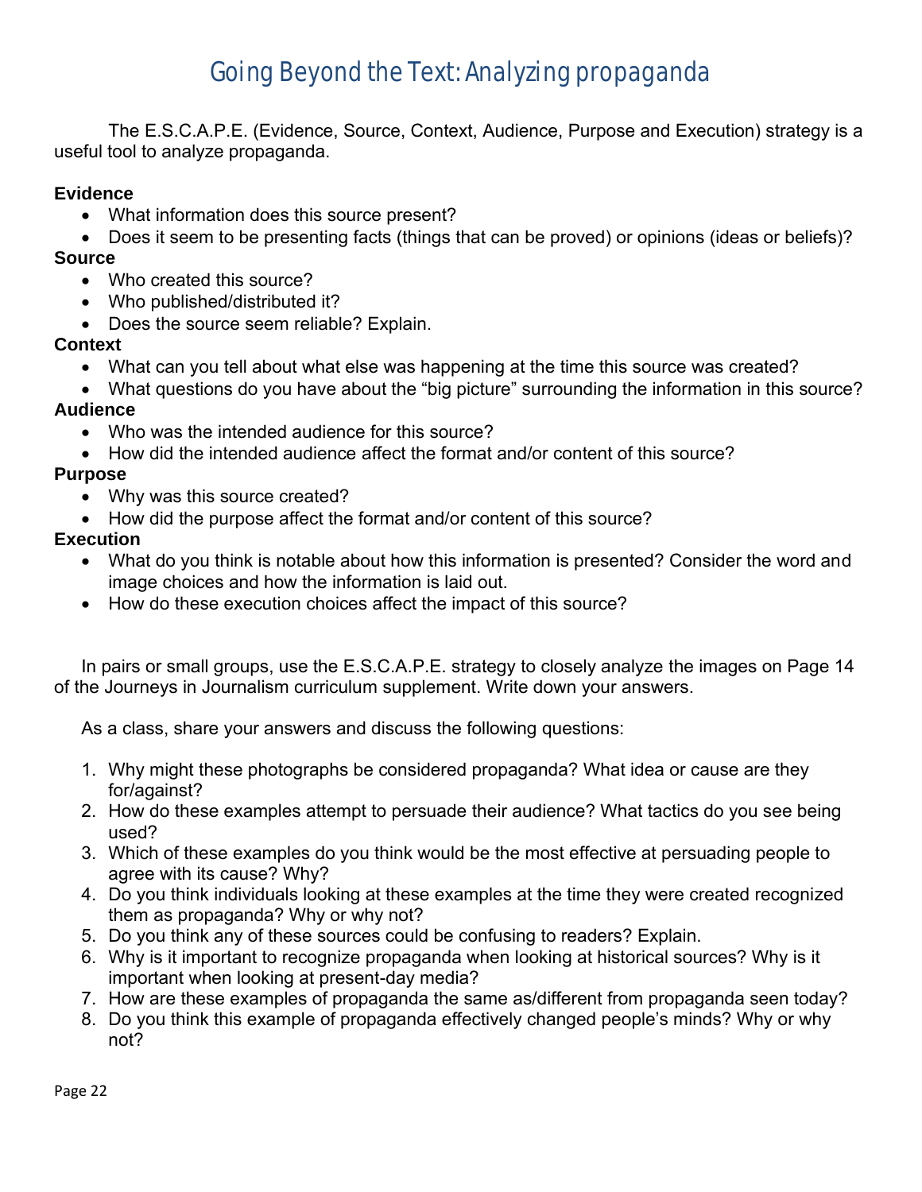# Going Beyond the Text: Analyzing propaganda

The E.S.C.A.P.E. (Evidence, Source, Context, Audience, Purpose and Execution) strategy is a useful tool to analyze propaganda.

**Evidence**
- What information does this source present?
- Does it seem to be presenting facts (things that can be proved) or opinions (ideas or beliefs)?

**Source**
- Who created this source?
- Who published/distributed it?
- Does the source seem reliable? Explain.

**Context**
- What can you tell about what else was happening at the time this source was created?
- What questions do you have about the "big picture" surrounding the information in this source?

**Audience**
- Who was the intended audience for this source?
- How did the intended audience affect the format and/or content of this source?

**Purpose**
- Why was this source created?
- How did the purpose affect the format and/or content of this source?

**Execution**
- What do you think is notable about how this information is presented? Consider the word and image choices and how the information is laid out.
- How do these execution choices affect the impact of this source?

In pairs or small groups, use the E.S.C.A.P.E. strategy to closely analyze the images on Page 14 of the Journeys in Journalism curriculum supplement. Write down your answers.

As a class, share your answers and discuss the following questions:

1. Why might these photographs be considered propaganda? What idea or cause are they for/against?
2. How do these examples attempt to persuade their audience? What tactics do you see being used?
3. Which of these examples do you think would be the most effective at persuading people to agree with its cause? Why?
4. Do you think individuals looking at these examples at the time they were created recognized them as propaganda? Why or why not?
5. Do you think any of these sources could be confusing to readers? Explain.
6. Why is it important to recognize propaganda when looking at historical sources? Why is it important when looking at present-day media?
7. How are these examples of propaganda the same as/different from propaganda seen today?
8. Do you think this example of propaganda effectively changed people's minds? Why or why not?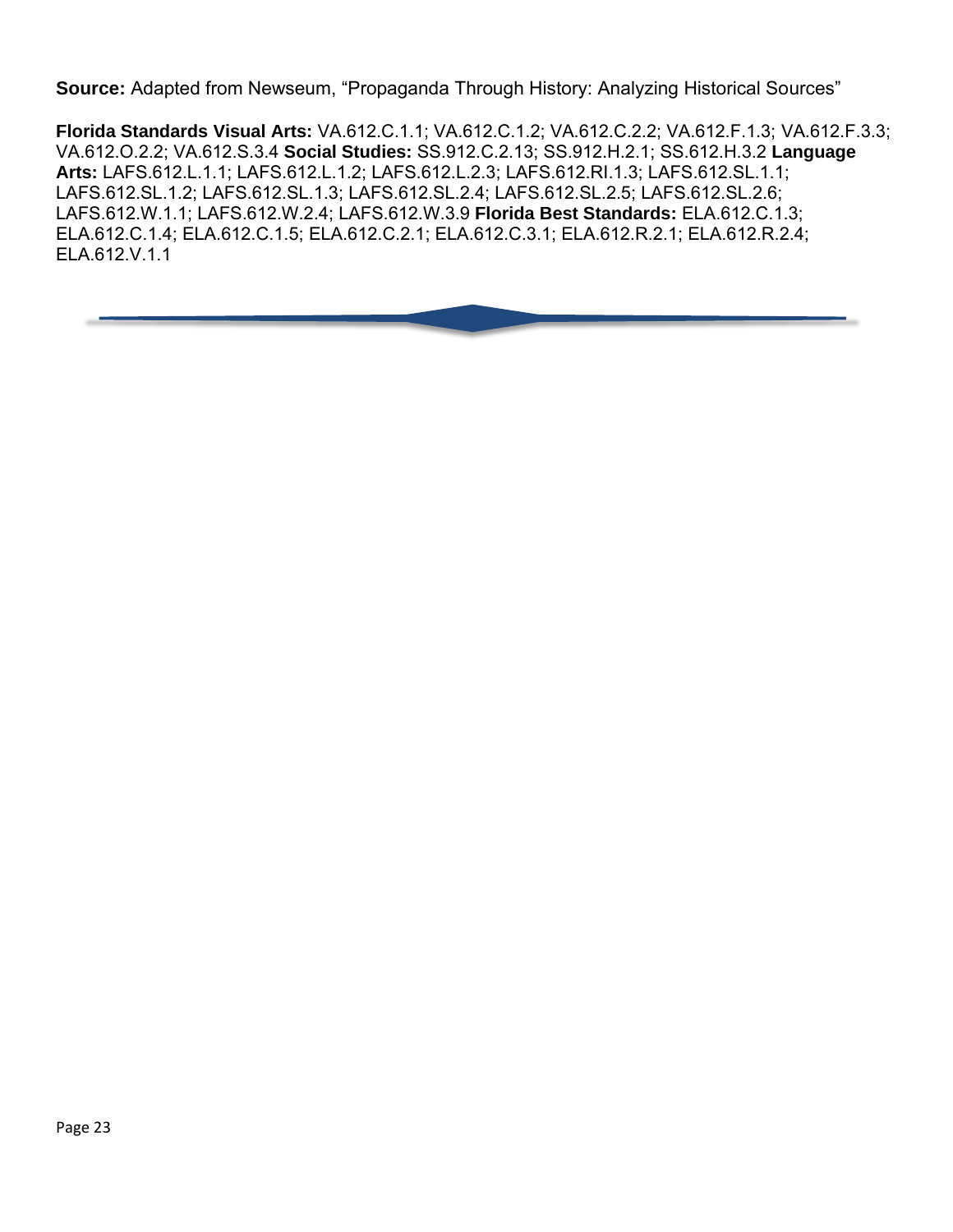**Source:** Adapted from Newseum, "Propaganda Through History: Analyzing Historical Sources"

**Florida Standards Visual Arts:** VA.612.C.1.1; VA.612.C.1.2; VA.612.C.2.2; VA.612.F.1.3; VA.612.F.3.3; VA.612.O.2.2; VA.612.S.3.4 **Social Studies:** SS.912.C.2.13; SS.912.H.2.1; SS.612.H.3.2 **Language Arts:** LAFS.612.L.1.1; LAFS.612.L.1.2; LAFS.612.L.2.3; LAFS.612.RI.1.3; LAFS.612.SL.1.1; LAFS.612.SL.1.2; LAFS.612.SL.1.3; LAFS.612.SL.2.4; LAFS.612.SL.2.5; LAFS.612.SL.2.6; LAFS.612.W.1.1; LAFS.612.W.2.4; LAFS.612.W.3.9 **Florida Best Standards:** ELA.612.C.1.3; ELA.612.C.1.4; ELA.612.C.1.5; ELA.612.C.2.1; ELA.612.C.3.1; ELA.612.R.2.1; ELA.612.R.2.4; ELA.612.V.1.1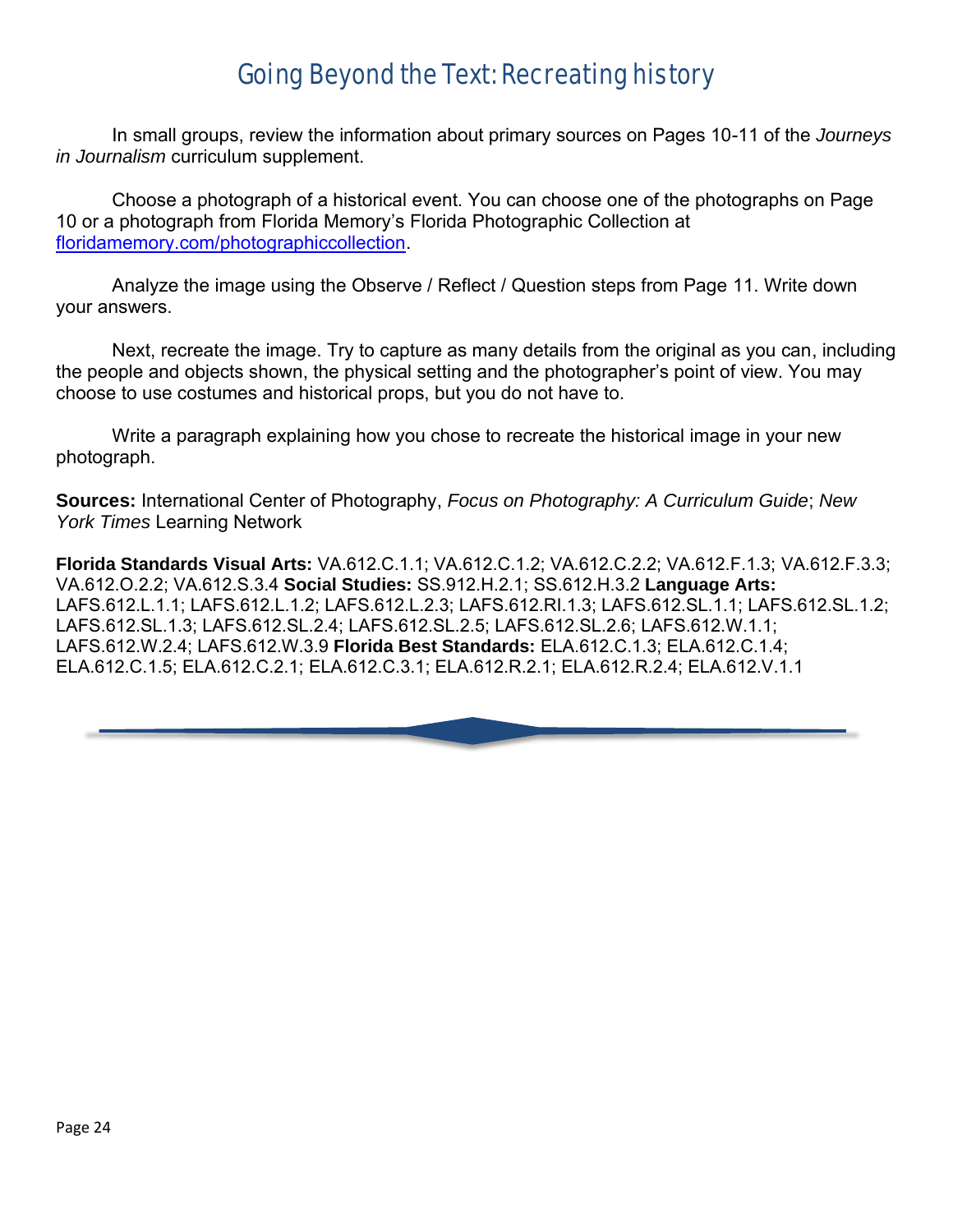# Going Beyond the Text: Recreating history

In small groups, review the information about primary sources on Pages 10-11 of the *Journeys in Journalism* curriculum supplement.

Choose a photograph of a historical event. You can choose one of the photographs on Page 10 or a photograph from Florida Memory's Florida Photographic Collection at floridamemory.com/photographiccollection.

Analyze the image using the Observe / Reflect / Question steps from Page 11. Write down your answers.

Next, recreate the image. Try to capture as many details from the original as you can, including the people and objects shown, the physical setting and the photographer's point of view. You may choose to use costumes and historical props, but you do not have to.

Write a paragraph explaining how you chose to recreate the historical image in your new photograph.

**Sources:** International Center of Photography, *Focus on Photography: A Curriculum Guide*; *New York Times* Learning Network

**Florida Standards Visual Arts:** VA.612.C.1.1; VA.612.C.1.2; VA.612.C.2.2; VA.612.F.1.3; VA.612.F.3.3; VA.612.O.2.2; VA.612.S.3.4 **Social Studies:** SS.912.H.2.1; SS.612.H.3.2 **Language Arts:** LAFS.612.L.1.1; LAFS.612.L.1.2; LAFS.612.L.2.3; LAFS.612.RI.1.3; LAFS.612.SL.1.1; LAFS.612.SL.1.2; LAFS.612.SL.1.3; LAFS.612.SL.2.4; LAFS.612.SL.2.5; LAFS.612.SL.2.6; LAFS.612.W.1.1; LAFS.612.W.2.4; LAFS.612.W.3.9 **Florida Best Standards:** ELA.612.C.1.3; ELA.612.C.1.4; ELA.612.C.1.5; ELA.612.C.2.1; ELA.612.C.3.1; ELA.612.R.2.1; ELA.612.R.2.4; ELA.612.V.1.1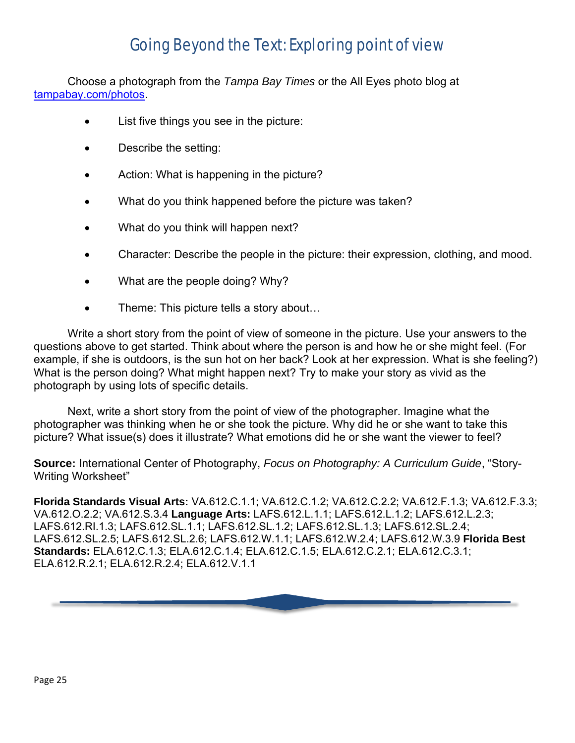# Going Beyond the Text: Exploring point of view

Choose a photograph from the *Tampa Bay Times* or the All Eyes photo blog at tampabay.com/photos.

- List five things you see in the picture:
- Describe the setting:
- Action: What is happening in the picture?
- What do you think happened before the picture was taken?
- What do you think will happen next?
- Character: Describe the people in the picture: their expression, clothing, and mood.
- What are the people doing? Why?
- Theme: This picture tells a story about…

Write a short story from the point of view of someone in the picture. Use your answers to the questions above to get started. Think about where the person is and how he or she might feel. (For example, if she is outdoors, is the sun hot on her back? Look at her expression. What is she feeling?) What is the person doing? What might happen next? Try to make your story as vivid as the photograph by using lots of specific details.

Next, write a short story from the point of view of the photographer. Imagine what the photographer was thinking when he or she took the picture. Why did he or she want to take this picture? What issue(s) does it illustrate? What emotions did he or she want the viewer to feel?

**Source:** International Center of Photography, *Focus on Photography: A Curriculum Guide*, "Story-Writing Worksheet"

**Florida Standards Visual Arts:** VA.612.C.1.1; VA.612.C.1.2; VA.612.C.2.2; VA.612.F.1.3; VA.612.F.3.3; VA.612.O.2.2; VA.612.S.3.4 **Language Arts:** LAFS.612.L.1.1; LAFS.612.L.1.2; LAFS.612.L.2.3; LAFS.612.RI.1.3; LAFS.612.SL.1.1; LAFS.612.SL.1.2; LAFS.612.SL.1.3; LAFS.612.SL.2.4; LAFS.612.SL.2.5; LAFS.612.SL.2.6; LAFS.612.W.1.1; LAFS.612.W.2.4; LAFS.612.W.3.9 **Florida Best Standards:** ELA.612.C.1.3; ELA.612.C.1.4; ELA.612.C.1.5; ELA.612.C.2.1; ELA.612.C.3.1; ELA.612.R.2.1; ELA.612.R.2.4; ELA.612.V.1.1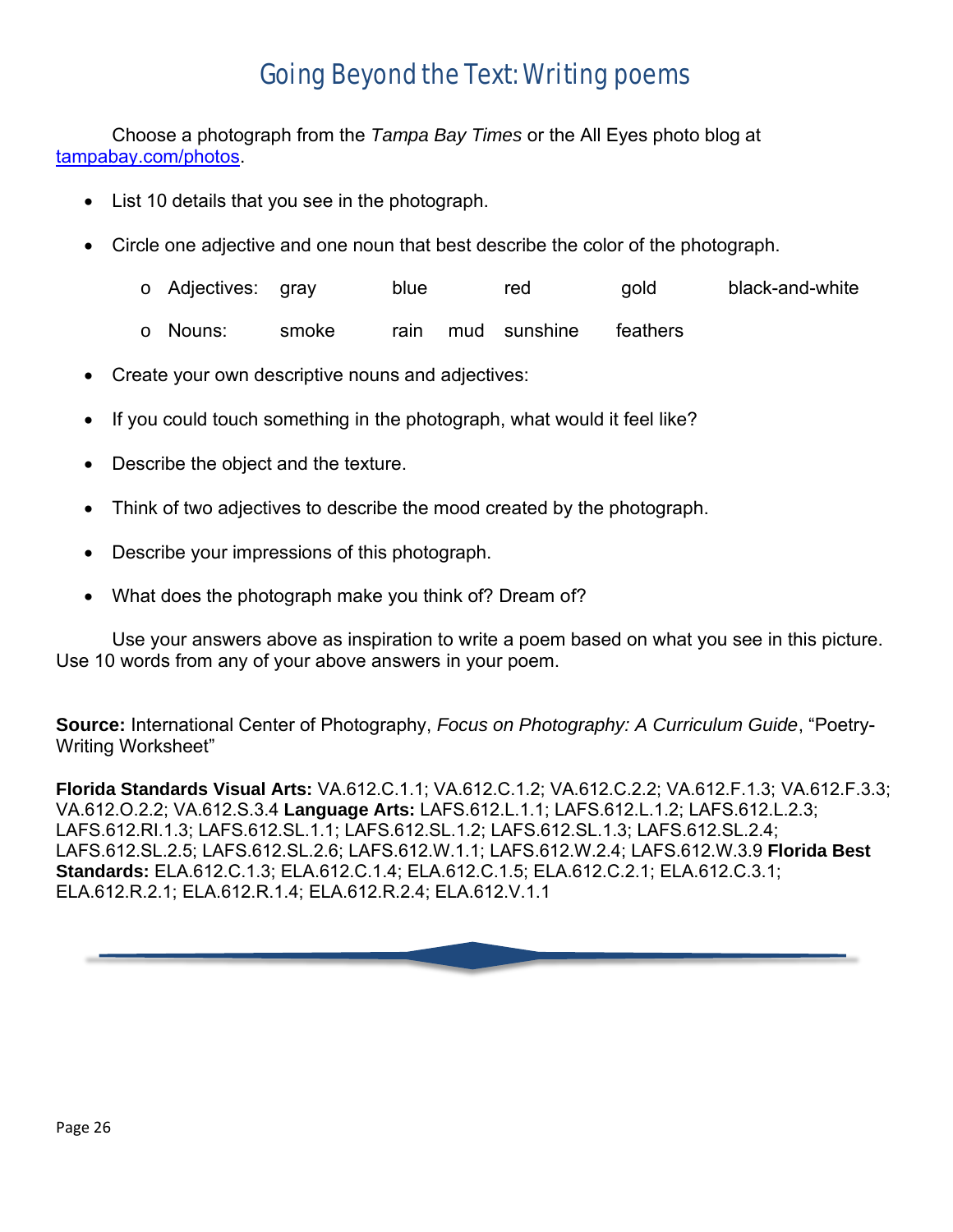# Going Beyond the Text: Writing poems

Choose a photograph from the *Tampa Bay Times* or the All Eyes photo blog at tampabay.com/photos.

- List 10 details that you see in the photograph.
- Circle one adjective and one noun that best describe the color of the photograph.
  - Adjectives: gray blue red gold black-and-white
  - Nouns: smoke rain mud sunshine feathers
- Create your own descriptive nouns and adjectives:
- If you could touch something in the photograph, what would it feel like?
- Describe the object and the texture.
- Think of two adjectives to describe the mood created by the photograph.
- Describe your impressions of this photograph.
- What does the photograph make you think of? Dream of?

Use your answers above as inspiration to write a poem based on what you see in this picture. Use 10 words from any of your above answers in your poem.

**Source:** International Center of Photography, *Focus on Photography: A Curriculum Guide*, "Poetry-Writing Worksheet"

**Florida Standards Visual Arts:** VA.612.C.1.1; VA.612.C.1.2; VA.612.C.2.2; VA.612.F.1.3; VA.612.F.3.3; VA.612.O.2.2; VA.612.S.3.4 **Language Arts:** LAFS.612.L.1.1; LAFS.612.L.1.2; LAFS.612.L.2.3; LAFS.612.RI.1.3; LAFS.612.SL.1.1; LAFS.612.SL.1.2; LAFS.612.SL.1.3; LAFS.612.SL.2.4; LAFS.612.SL.2.5; LAFS.612.SL.2.6; LAFS.612.W.1.1; LAFS.612.W.2.4; LAFS.612.W.3.9 **Florida Best Standards:** ELA.612.C.1.3; ELA.612.C.1.4; ELA.612.C.1.5; ELA.612.C.2.1; ELA.612.C.3.1; ELA.612.R.2.1; ELA.612.R.1.4; ELA.612.R.2.4; ELA.612.V.1.1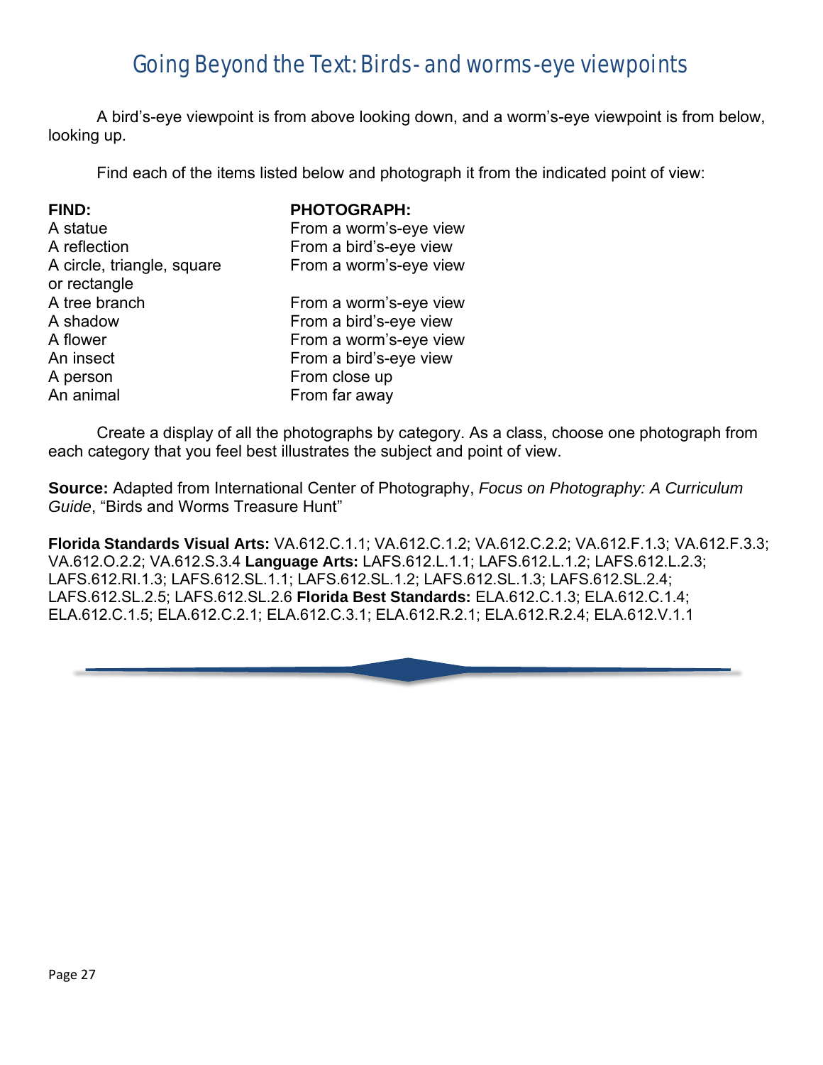# Going Beyond the Text: Birds- and worms-eye viewpoints

A bird's-eye viewpoint is from above looking down, and a worm's-eye viewpoint is from below, looking up.

Find each of the items listed below and photograph it from the indicated point of view:

| FIND: | PHOTOGRAPH: |
|---|---|
| A statue | From a worm's-eye view |
| A reflection | From a bird's-eye view |
| A circle, triangle, square or rectangle | From a worm's-eye view |
| A tree branch | From a worm's-eye view |
| A shadow | From a bird's-eye view |
| A flower | From a worm's-eye view |
| An insect | From a bird's-eye view |
| A person | From close up |
| An animal | From far away |

Create a display of all the photographs by category. As a class, choose one photograph from each category that you feel best illustrates the subject and point of view.

**Source:** Adapted from International Center of Photography, *Focus on Photography: A Curriculum Guide*, "Birds and Worms Treasure Hunt"

**Florida Standards Visual Arts:** VA.612.C.1.1; VA.612.C.1.2; VA.612.C.2.2; VA.612.F.1.3; VA.612.F.3.3; VA.612.O.2.2; VA.612.S.3.4 **Language Arts:** LAFS.612.L.1.1; LAFS.612.L.1.2; LAFS.612.L.2.3; LAFS.612.RI.1.3; LAFS.612.SL.1.1; LAFS.612.SL.1.2; LAFS.612.SL.1.3; LAFS.612.SL.2.4; LAFS.612.SL.2.5; LAFS.612.SL.2.6 **Florida Best Standards:** ELA.612.C.1.3; ELA.612.C.1.4; ELA.612.C.1.5; ELA.612.C.2.1; ELA.612.C.3.1; ELA.612.R.2.1; ELA.612.R.2.4; ELA.612.V.1.1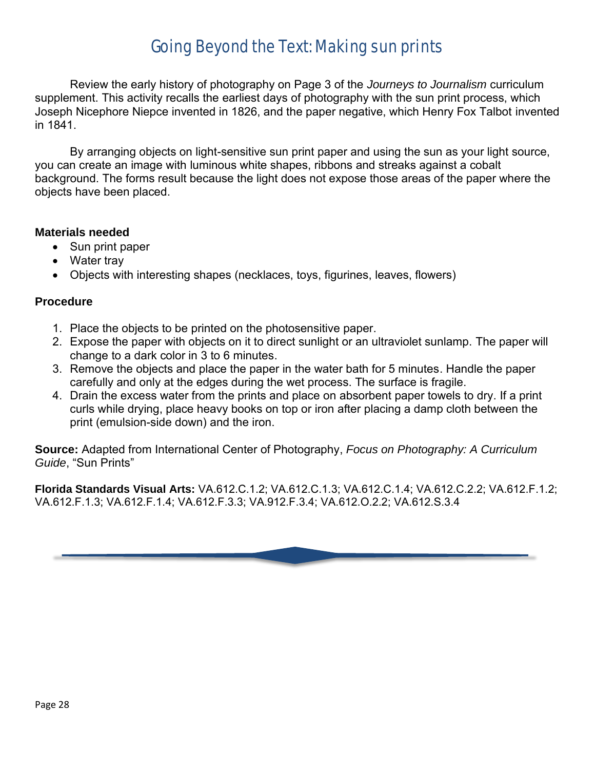# Going Beyond the Text: Making sun prints

Review the early history of photography on Page 3 of the *Journeys to Journalism* curriculum supplement. This activity recalls the earliest days of photography with the sun print process, which Joseph Nicephore Niepce invented in 1826, and the paper negative, which Henry Fox Talbot invented in 1841.

By arranging objects on light-sensitive sun print paper and using the sun as your light source, you can create an image with luminous white shapes, ribbons and streaks against a cobalt background. The forms result because the light does not expose those areas of the paper where the objects have been placed.

**Materials needed**

- Sun print paper
- Water tray
- Objects with interesting shapes (necklaces, toys, figurines, leaves, flowers)

**Procedure**

1. Place the objects to be printed on the photosensitive paper.
2. Expose the paper with objects on it to direct sunlight or an ultraviolet sunlamp. The paper will change to a dark color in 3 to 6 minutes.
3. Remove the objects and place the paper in the water bath for 5 minutes. Handle the paper carefully and only at the edges during the wet process. The surface is fragile.
4. Drain the excess water from the prints and place on absorbent paper towels to dry. If a print curls while drying, place heavy books on top or iron after placing a damp cloth between the print (emulsion-side down) and the iron.

**Source:** Adapted from International Center of Photography, *Focus on Photography: A Curriculum Guide*, "Sun Prints"

**Florida Standards Visual Arts:** VA.612.C.1.2; VA.612.C.1.3; VA.612.C.1.4; VA.612.C.2.2; VA.612.F.1.2; VA.612.F.1.3; VA.612.F.1.4; VA.612.F.3.3; VA.912.F.3.4; VA.612.O.2.2; VA.612.S.3.4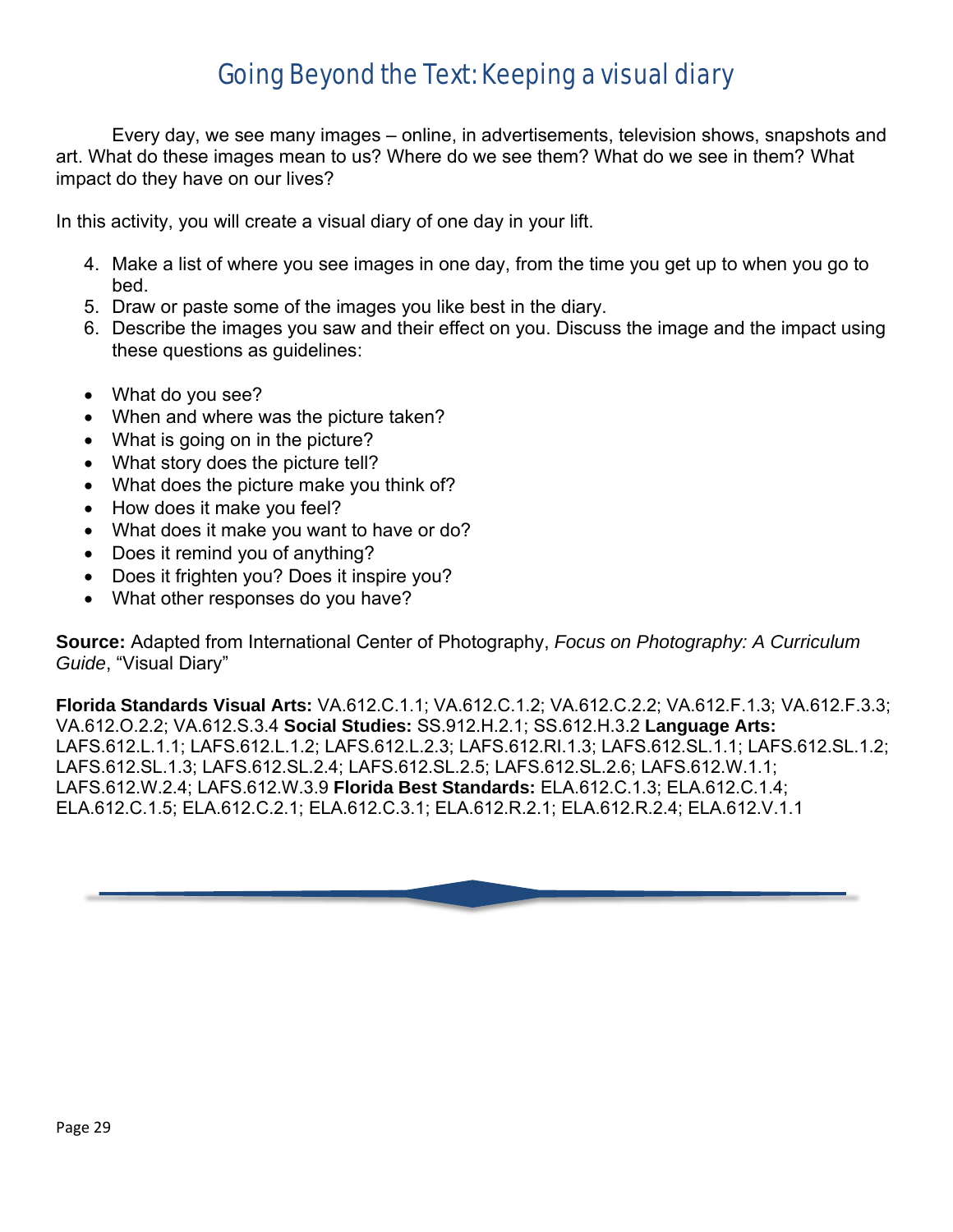# Going Beyond the Text: Keeping a visual diary

Every day, we see many images – online, in advertisements, television shows, snapshots and art. What do these images mean to us? Where do we see them? What do we see in them? What impact do they have on our lives?

In this activity, you will create a visual diary of one day in your lift.

4. Make a list of where you see images in one day, from the time you get up to when you go to bed.
5. Draw or paste some of the images you like best in the diary.
6. Describe the images you saw and their effect on you. Discuss the image and the impact using these questions as guidelines:

- What do you see?
- When and where was the picture taken?
- What is going on in the picture?
- What story does the picture tell?
- What does the picture make you think of?
- How does it make you feel?
- What does it make you want to have or do?
- Does it remind you of anything?
- Does it frighten you? Does it inspire you?
- What other responses do you have?

**Source:** Adapted from International Center of Photography, *Focus on Photography: A Curriculum Guide*, "Visual Diary"

**Florida Standards Visual Arts:** VA.612.C.1.1; VA.612.C.1.2; VA.612.C.2.2; VA.612.F.1.3; VA.612.F.3.3; VA.612.O.2.2; VA.612.S.3.4 **Social Studies:** SS.912.H.2.1; SS.612.H.3.2 **Language Arts:** LAFS.612.L.1.1; LAFS.612.L.1.2; LAFS.612.L.2.3; LAFS.612.RI.1.3; LAFS.612.SL.1.1; LAFS.612.SL.1.2; LAFS.612.SL.1.3; LAFS.612.SL.2.4; LAFS.612.SL.2.5; LAFS.612.SL.2.6; LAFS.612.W.1.1; LAFS.612.W.2.4; LAFS.612.W.3.9 **Florida Best Standards:** ELA.612.C.1.3; ELA.612.C.1.4; ELA.612.C.1.5; ELA.612.C.2.1; ELA.612.C.3.1; ELA.612.R.2.1; ELA.612.R.2.4; ELA.612.V.1.1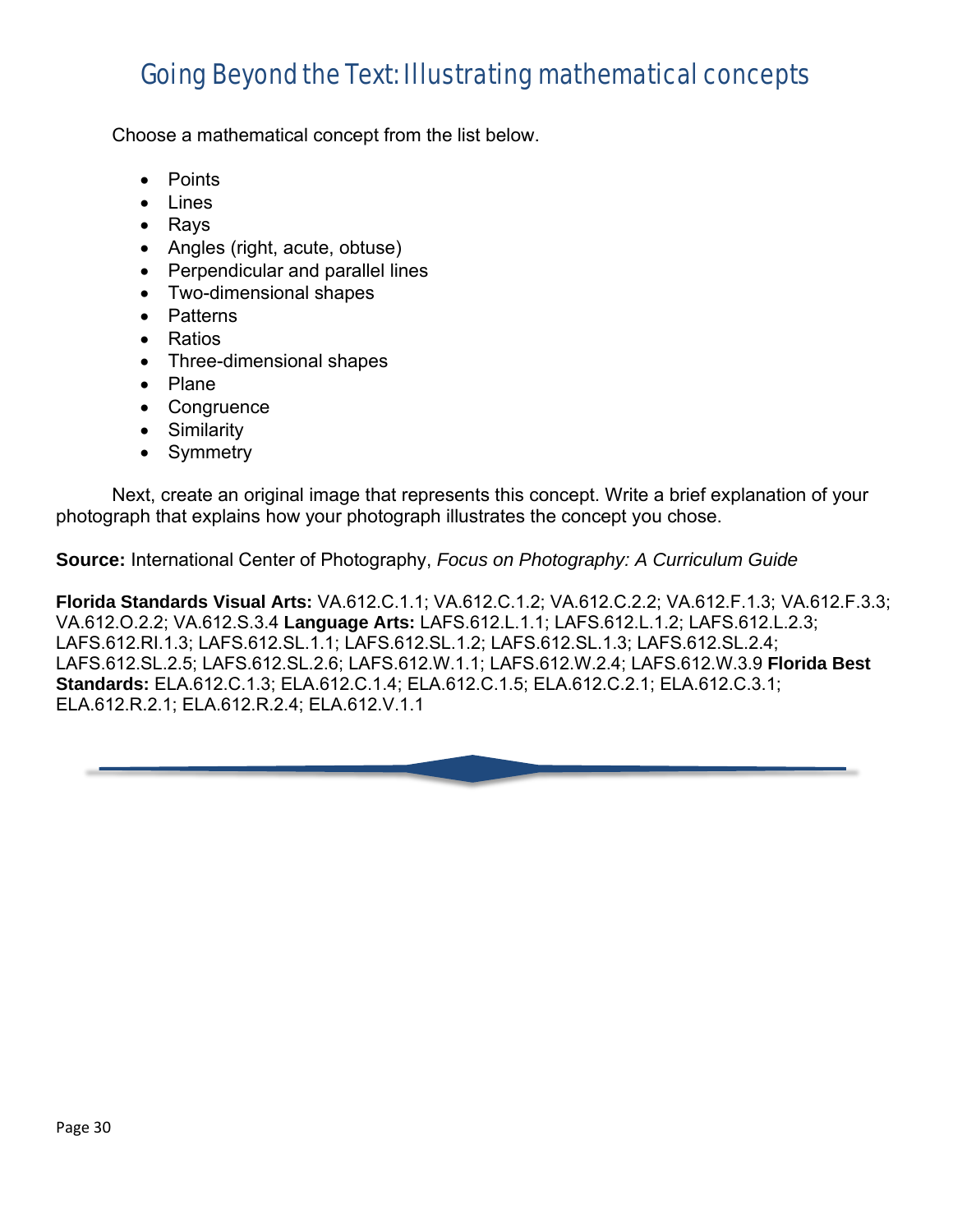## Going Beyond the Text: Illustrating mathematical concepts

Choose a mathematical concept from the list below.

- Points
- Lines
- Rays
- Angles (right, acute, obtuse)
- Perpendicular and parallel lines
- Two-dimensional shapes
- Patterns
- Ratios
- Three-dimensional shapes
- Plane
- Congruence
- Similarity
- Symmetry

Next, create an original image that represents this concept. Write a brief explanation of your photograph that explains how your photograph illustrates the concept you chose.

**Source:** International Center of Photography, *Focus on Photography: A Curriculum Guide*

**Florida Standards Visual Arts:** VA.612.C.1.1; VA.612.C.1.2; VA.612.C.2.2; VA.612.F.1.3; VA.612.F.3.3; VA.612.O.2.2; VA.612.S.3.4 **Language Arts:** LAFS.612.L.1.1; LAFS.612.L.1.2; LAFS.612.L.2.3; LAFS.612.RI.1.3; LAFS.612.SL.1.1; LAFS.612.SL.1.2; LAFS.612.SL.1.3; LAFS.612.SL.2.4; LAFS.612.SL.2.5; LAFS.612.SL.2.6; LAFS.612.W.1.1; LAFS.612.W.2.4; LAFS.612.W.3.9 **Florida Best Standards:** ELA.612.C.1.3; ELA.612.C.1.4; ELA.612.C.1.5; ELA.612.C.2.1; ELA.612.C.3.1; ELA.612.R.2.1; ELA.612.R.2.4; ELA.612.V.1.1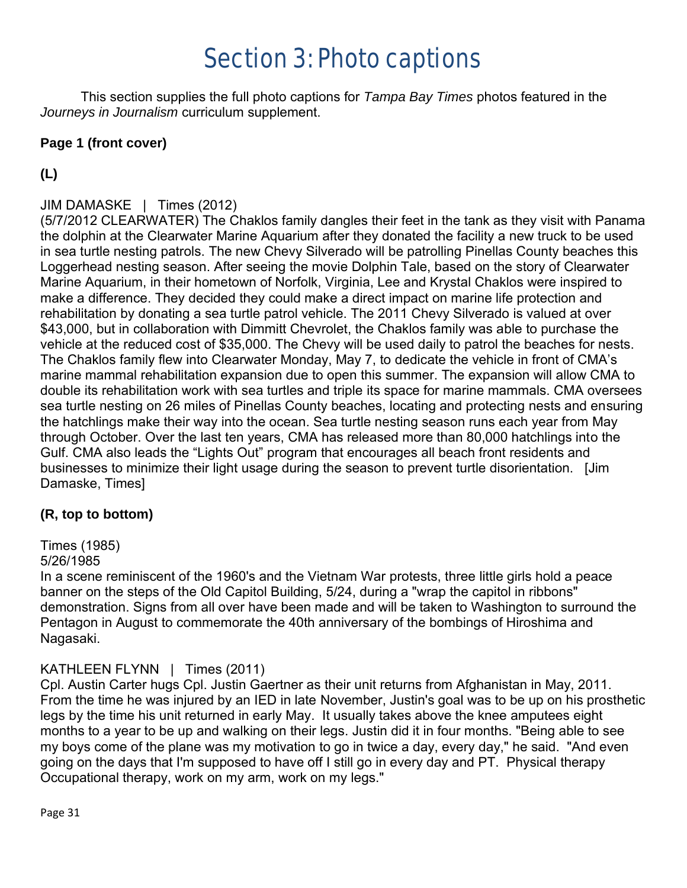# Section 3: Photo captions

This section supplies the full photo captions for *Tampa Bay Times* photos featured in the *Journeys in Journalism* curriculum supplement.

**Page 1 (front cover)**

**(L)**

JIM DAMASKE | Times (2012)
(5/7/2012 CLEARWATER) The Chaklos family dangles their feet in the tank as they visit with Panama the dolphin at the Clearwater Marine Aquarium after they donated the facility a new truck to be used in sea turtle nesting patrols. The new Chevy Silverado will be patrolling Pinellas County beaches this Loggerhead nesting season. After seeing the movie Dolphin Tale, based on the story of Clearwater Marine Aquarium, in their hometown of Norfolk, Virginia, Lee and Krystal Chaklos were inspired to make a difference. They decided they could make a direct impact on marine life protection and rehabilitation by donating a sea turtle patrol vehicle. The 2011 Chevy Silverado is valued at over $43,000, but in collaboration with Dimmitt Chevrolet, the Chaklos family was able to purchase the vehicle at the reduced cost of $35,000. The Chevy will be used daily to patrol the beaches for nests. The Chaklos family flew into Clearwater Monday, May 7, to dedicate the vehicle in front of CMA's marine mammal rehabilitation expansion due to open this summer. The expansion will allow CMA to double its rehabilitation work with sea turtles and triple its space for marine mammals. CMA oversees sea turtle nesting on 26 miles of Pinellas County beaches, locating and protecting nests and ensuring the hatchlings make their way into the ocean. Sea turtle nesting season runs each year from May through October. Over the last ten years, CMA has released more than 80,000 hatchlings into the Gulf. CMA also leads the "Lights Out" program that encourages all beach front residents and businesses to minimize their light usage during the season to prevent turtle disorientation. [Jim Damaske, Times]

**(R, top to bottom)**

Times (1985)
5/26/1985
In a scene reminiscent of the 1960's and the Vietnam War protests, three little girls hold a peace banner on the steps of the Old Capitol Building, 5/24, during a "wrap the capitol in ribbons" demonstration. Signs from all over have been made and will be taken to Washington to surround the Pentagon in August to commemorate the 40th anniversary of the bombings of Hiroshima and Nagasaki.

KATHLEEN FLYNN | Times (2011)
Cpl. Austin Carter hugs Cpl. Justin Gaertner as their unit returns from Afghanistan in May, 2011. From the time he was injured by an IED in late November, Justin's goal was to be up on his prosthetic legs by the time his unit returned in early May. It usually takes above the knee amputees eight months to a year to be up and walking on their legs. Justin did it in four months. "Being able to see my boys come of the plane was my motivation to go in twice a day, every day," he said. "And even going on the days that I'm supposed to have off I still go in every day and PT. Physical therapy Occupational therapy, work on my arm, work on my legs."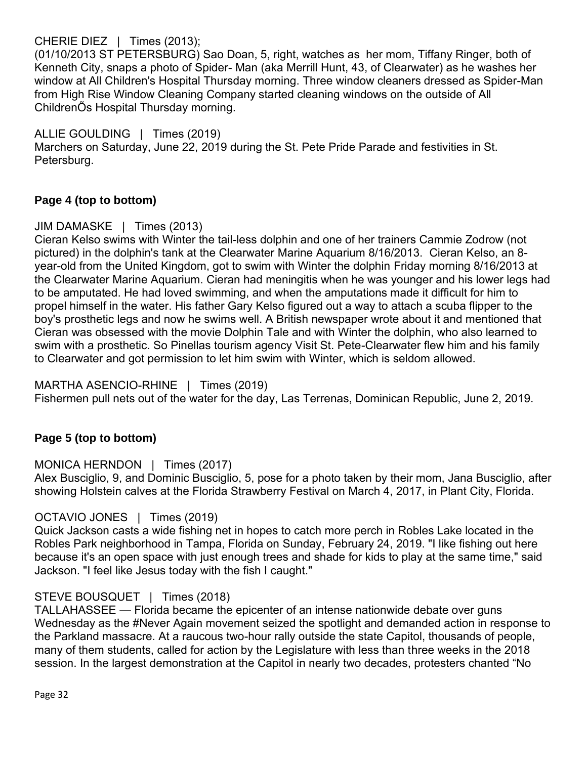CHERIE DIEZ | Times (2013);
(01/10/2013 ST PETERSBURG) Sao Doan, 5, right, watches as her mom, Tiffany Ringer, both of Kenneth City, snaps a photo of Spider- Man (aka Merrill Hunt, 43, of Clearwater) as he washes her window at All Children's Hospital Thursday morning. Three window cleaners dressed as Spider-Man from High Rise Window Cleaning Company started cleaning windows on the outside of All ChildrenÕs Hospital Thursday morning.

ALLIE GOULDING | Times (2019)
Marchers on Saturday, June 22, 2019 during the St. Pete Pride Parade and festivities in St. Petersburg.

**Page 4 (top to bottom)**

JIM DAMASKE | Times (2013)
Cieran Kelso swims with Winter the tail-less dolphin and one of her trainers Cammie Zodrow (not pictured) in the dolphin's tank at the Clearwater Marine Aquarium 8/16/2013. Cieran Kelso, an 8-year-old from the United Kingdom, got to swim with Winter the dolphin Friday morning 8/16/2013 at the Clearwater Marine Aquarium. Cieran had meningitis when he was younger and his lower legs had to be amputated. He had loved swimming, and when the amputations made it difficult for him to propel himself in the water. His father Gary Kelso figured out a way to attach a scuba flipper to the boy's prosthetic legs and now he swims well. A British newspaper wrote about it and mentioned that Cieran was obsessed with the movie Dolphin Tale and with Winter the dolphin, who also learned to swim with a prosthetic. So Pinellas tourism agency Visit St. Pete-Clearwater flew him and his family to Clearwater and got permission to let him swim with Winter, which is seldom allowed.

MARTHA ASENCIO-RHINE | Times (2019)
Fishermen pull nets out of the water for the day, Las Terrenas, Dominican Republic, June 2, 2019.

**Page 5 (top to bottom)**

MONICA HERNDON | Times (2017)
Alex Busciglio, 9, and Dominic Busciglio, 5, pose for a photo taken by their mom, Jana Busciglio, after showing Holstein calves at the Florida Strawberry Festival on March 4, 2017, in Plant City, Florida.

OCTAVIO JONES | Times (2019)
Quick Jackson casts a wide fishing net in hopes to catch more perch in Robles Lake located in the Robles Park neighborhood in Tampa, Florida on Sunday, February 24, 2019. "I like fishing out here because it's an open space with just enough trees and shade for kids to play at the same time," said Jackson. "I feel like Jesus today with the fish I caught."

STEVE BOUSQUET | Times (2018)
TALLAHASSEE — Florida became the epicenter of an intense nationwide debate over guns Wednesday as the #Never Again movement seized the spotlight and demanded action in response to the Parkland massacre. At a raucous two-hour rally outside the state Capitol, thousands of people, many of them students, called for action by the Legislature with less than three weeks in the 2018 session. In the largest demonstration at the Capitol in nearly two decades, protesters chanted "No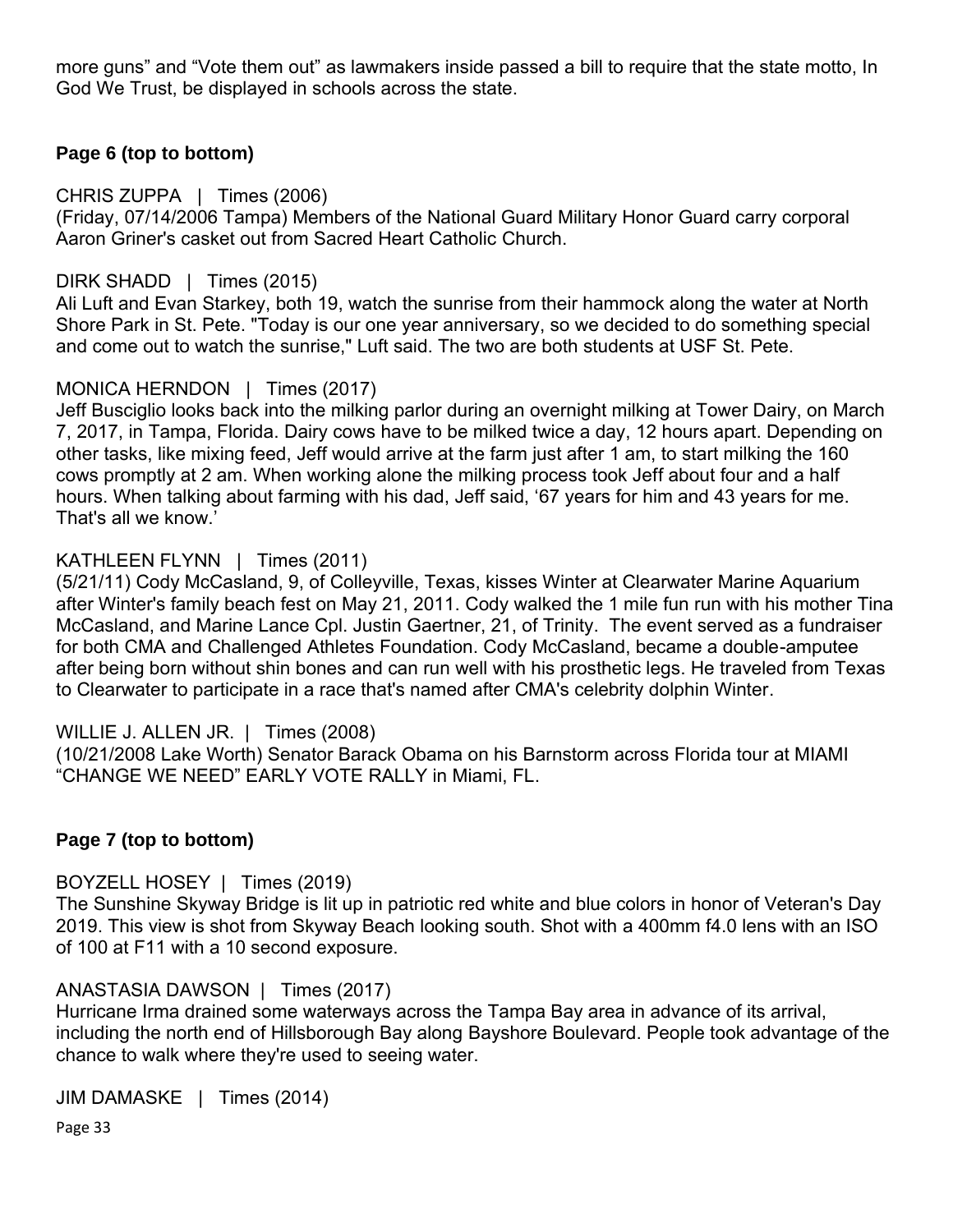more guns" and "Vote them out" as lawmakers inside passed a bill to require that the state motto, In God We Trust, be displayed in schools across the state.

**Page 6 (top to bottom)**

CHRIS ZUPPA | Times (2006)
(Friday, 07/14/2006 Tampa) Members of the National Guard Military Honor Guard carry corporal Aaron Griner's casket out from Sacred Heart Catholic Church.

DIRK SHADD | Times (2015)
Ali Luft and Evan Starkey, both 19, watch the sunrise from their hammock along the water at North Shore Park in St. Pete. "Today is our one year anniversary, so we decided to do something special and come out to watch the sunrise," Luft said. The two are both students at USF St. Pete.

MONICA HERNDON | Times (2017)
Jeff Busciglio looks back into the milking parlor during an overnight milking at Tower Dairy, on March 7, 2017, in Tampa, Florida. Dairy cows have to be milked twice a day, 12 hours apart. Depending on other tasks, like mixing feed, Jeff would arrive at the farm just after 1 am, to start milking the 160 cows promptly at 2 am. When working alone the milking process took Jeff about four and a half hours. When talking about farming with his dad, Jeff said, '67 years for him and 43 years for me. That's all we know.'

KATHLEEN FLYNN | Times (2011)
(5/21/11) Cody McCasland, 9, of Colleyville, Texas, kisses Winter at Clearwater Marine Aquarium after Winter's family beach fest on May 21, 2011. Cody walked the 1 mile fun run with his mother Tina McCasland, and Marine Lance Cpl. Justin Gaertner, 21, of Trinity. The event served as a fundraiser for both CMA and Challenged Athletes Foundation. Cody McCasland, became a double-amputee after being born without shin bones and can run well with his prosthetic legs. He traveled from Texas to Clearwater to participate in a race that's named after CMA's celebrity dolphin Winter.

WILLIE J. ALLEN JR. | Times (2008)
(10/21/2008 Lake Worth) Senator Barack Obama on his Barnstorm across Florida tour at MIAMI "CHANGE WE NEED" EARLY VOTE RALLY in Miami, FL.

**Page 7 (top to bottom)**

BOYZELL HOSEY | Times (2019)
The Sunshine Skyway Bridge is lit up in patriotic red white and blue colors in honor of Veteran's Day 2019. This view is shot from Skyway Beach looking south. Shot with a 400mm f4.0 lens with an ISO of 100 at F11 with a 10 second exposure.

ANASTASIA DAWSON | Times (2017)
Hurricane Irma drained some waterways across the Tampa Bay area in advance of its arrival, including the north end of Hillsborough Bay along Bayshore Boulevard. People took advantage of the chance to walk where they're used to seeing water.

JIM DAMASKE | Times (2014)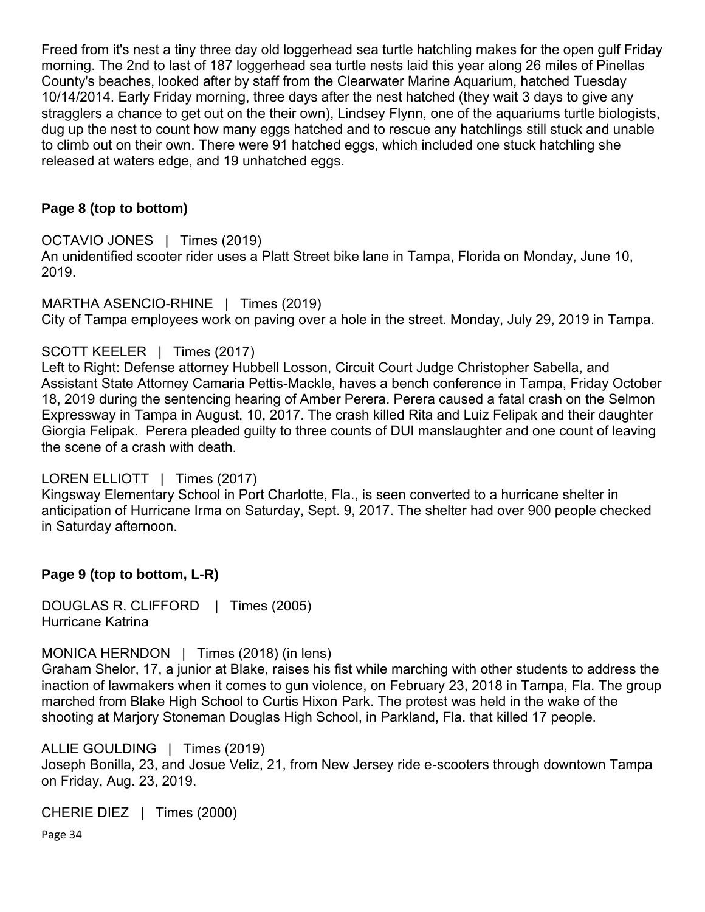Freed from it's nest a tiny three day old loggerhead sea turtle hatchling makes for the open gulf Friday morning. The 2nd to last of 187 loggerhead sea turtle nests laid this year along 26 miles of Pinellas County's beaches, looked after by staff from the Clearwater Marine Aquarium, hatched Tuesday 10/14/2014. Early Friday morning, three days after the nest hatched (they wait 3 days to give any stragglers a chance to get out on the their own), Lindsey Flynn, one of the aquariums turtle biologists, dug up the nest to count how many eggs hatched and to rescue any hatchlings still stuck and unable to climb out on their own. There were 91 hatched eggs, which included one stuck hatchling she released at waters edge, and 19 unhatched eggs.

**Page 8 (top to bottom)**

OCTAVIO JONES | Times (2019)
An unidentified scooter rider uses a Platt Street bike lane in Tampa, Florida on Monday, June 10, 2019.

MARTHA ASENCIO-RHINE | Times (2019)
City of Tampa employees work on paving over a hole in the street. Monday, July 29, 2019 in Tampa.

SCOTT KEELER | Times (2017)
Left to Right: Defense attorney Hubbell Losson, Circuit Court Judge Christopher Sabella, and Assistant State Attorney Camaria Pettis-Mackle, haves a bench conference in Tampa, Friday October 18, 2019 during the sentencing hearing of Amber Perera. Perera caused a fatal crash on the Selmon Expressway in Tampa in August, 10, 2017. The crash killed Rita and Luiz Felipak and their daughter Giorgia Felipak. Perera pleaded guilty to three counts of DUI manslaughter and one count of leaving the scene of a crash with death.

LOREN ELLIOTT | Times (2017)
Kingsway Elementary School in Port Charlotte, Fla., is seen converted to a hurricane shelter in anticipation of Hurricane Irma on Saturday, Sept. 9, 2017. The shelter had over 900 people checked in Saturday afternoon.

**Page 9 (top to bottom, L-R)**

DOUGLAS R. CLIFFORD | Times (2005)
Hurricane Katrina

MONICA HERNDON | Times (2018) (in lens)
Graham Shelor, 17, a junior at Blake, raises his fist while marching with other students to address the inaction of lawmakers when it comes to gun violence, on February 23, 2018 in Tampa, Fla. The group marched from Blake High School to Curtis Hixon Park. The protest was held in the wake of the shooting at Marjory Stoneman Douglas High School, in Parkland, Fla. that killed 17 people.

ALLIE GOULDING | Times (2019)
Joseph Bonilla, 23, and Josue Veliz, 21, from New Jersey ride e-scooters through downtown Tampa on Friday, Aug. 23, 2019.

CHERIE DIEZ | Times (2000)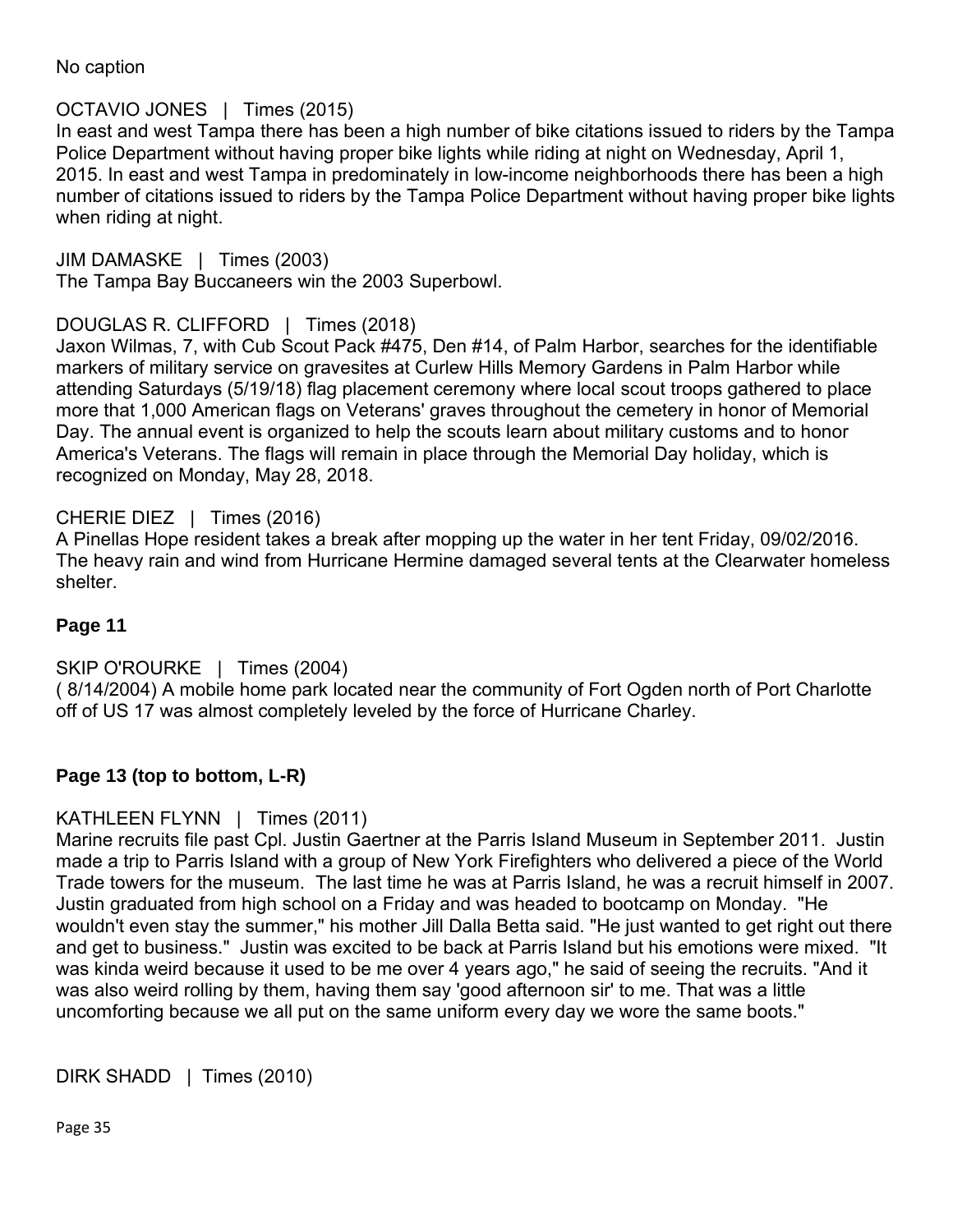No caption

OCTAVIO JONES | Times (2015)
In east and west Tampa there has been a high number of bike citations issued to riders by the Tampa Police Department without having proper bike lights while riding at night on Wednesday, April 1, 2015. In east and west Tampa in predominately in low-income neighborhoods there has been a high number of citations issued to riders by the Tampa Police Department without having proper bike lights when riding at night.

JIM DAMASKE | Times (2003)
The Tampa Bay Buccaneers win the 2003 Superbowl.

DOUGLAS R. CLIFFORD | Times (2018)
Jaxon Wilmas, 7, with Cub Scout Pack #475, Den #14, of Palm Harbor, searches for the identifiable markers of military service on gravesites at Curlew Hills Memory Gardens in Palm Harbor while attending Saturdays (5/19/18) flag placement ceremony where local scout troops gathered to place more that 1,000 American flags on Veterans' graves throughout the cemetery in honor of Memorial Day. The annual event is organized to help the scouts learn about military customs and to honor America's Veterans. The flags will remain in place through the Memorial Day holiday, which is recognized on Monday, May 28, 2018.

CHERIE DIEZ | Times (2016)
A Pinellas Hope resident takes a break after mopping up the water in her tent Friday, 09/02/2016. The heavy rain and wind from Hurricane Hermine damaged several tents at the Clearwater homeless shelter.

**Page 11**

SKIP O'ROURKE | Times (2004)
( 8/14/2004) A mobile home park located near the community of Fort Ogden north of Port Charlotte off of US 17 was almost completely leveled by the force of Hurricane Charley.

**Page 13 (top to bottom, L-R)**

KATHLEEN FLYNN | Times (2011)
Marine recruits file past Cpl. Justin Gaertner at the Parris Island Museum in September 2011. Justin made a trip to Parris Island with a group of New York Firefighters who delivered a piece of the World Trade towers for the museum. The last time he was at Parris Island, he was a recruit himself in 2007. Justin graduated from high school on a Friday and was headed to bootcamp on Monday. "He wouldn't even stay the summer," his mother Jill Dalla Betta said. "He just wanted to get right out there and get to business." Justin was excited to be back at Parris Island but his emotions were mixed. "It was kinda weird because it used to be me over 4 years ago," he said of seeing the recruits. "And it was also weird rolling by them, having them say 'good afternoon sir' to me. That was a little uncomforting because we all put on the same uniform every day we wore the same boots."

DIRK SHADD | Times (2010)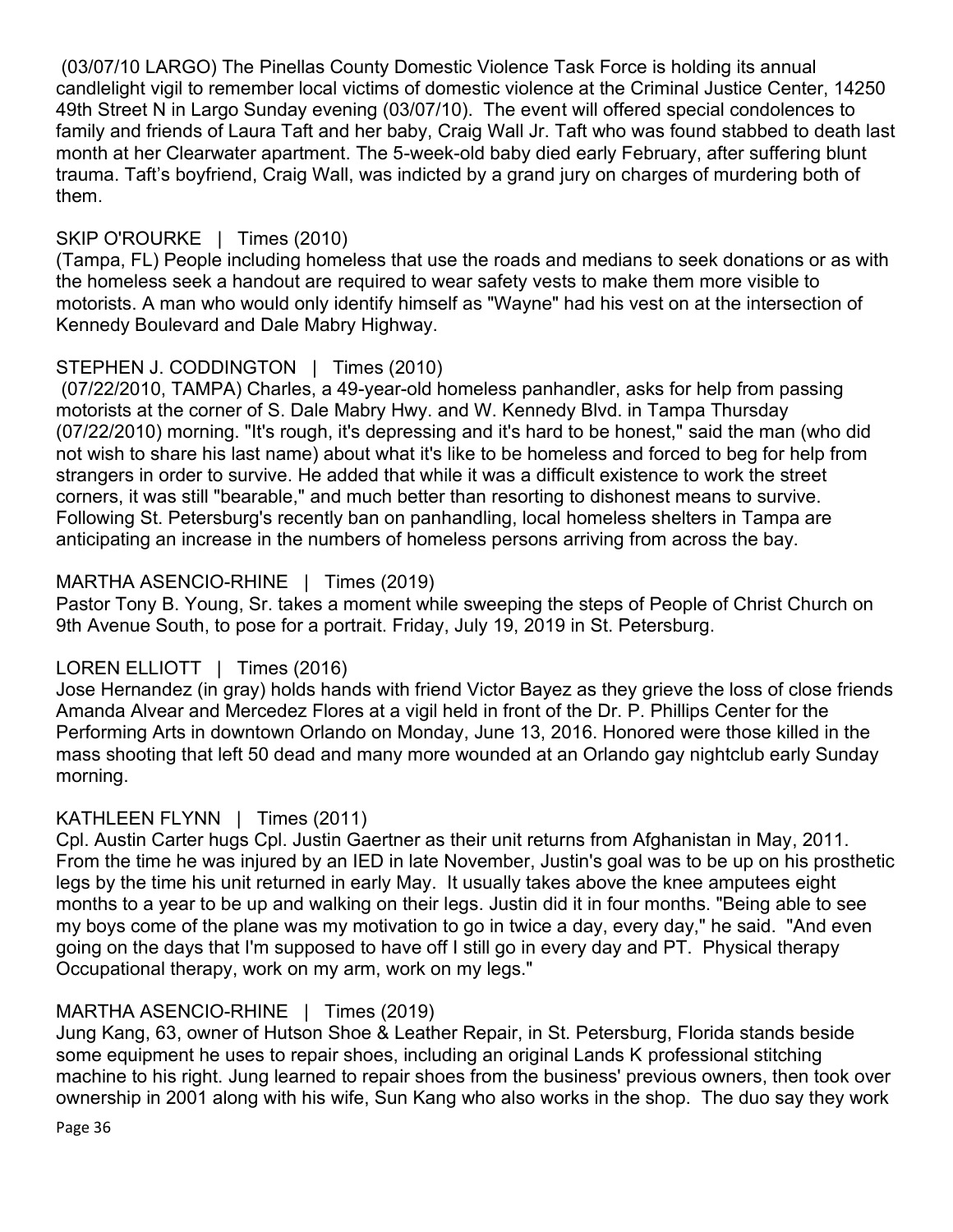(03/07/10 LARGO) The Pinellas County Domestic Violence Task Force is holding its annual candlelight vigil to remember local victims of domestic violence at the Criminal Justice Center, 14250 49th Street N in Largo Sunday evening (03/07/10). The event will offered special condolences to family and friends of Laura Taft and her baby, Craig Wall Jr. Taft who was found stabbed to death last month at her Clearwater apartment. The 5-week-old baby died early February, after suffering blunt trauma. Taft's boyfriend, Craig Wall, was indicted by a grand jury on charges of murdering both of them.

SKIP O'ROURKE | Times (2010)
(Tampa, FL) People including homeless that use the roads and medians to seek donations or as with the homeless seek a handout are required to wear safety vests to make them more visible to motorists. A man who would only identify himself as "Wayne" had his vest on at the intersection of Kennedy Boulevard and Dale Mabry Highway.

STEPHEN J. CODDINGTON | Times (2010)
(07/22/2010, TAMPA) Charles, a 49-year-old homeless panhandler, asks for help from passing motorists at the corner of S. Dale Mabry Hwy. and W. Kennedy Blvd. in Tampa Thursday (07/22/2010) morning. "It's rough, it's depressing and it's hard to be honest," said the man (who did not wish to share his last name) about what it's like to be homeless and forced to beg for help from strangers in order to survive. He added that while it was a difficult existence to work the street corners, it was still "bearable," and much better than resorting to dishonest means to survive. Following St. Petersburg's recently ban on panhandling, local homeless shelters in Tampa are anticipating an increase in the numbers of homeless persons arriving from across the bay.

MARTHA ASENCIO-RHINE | Times (2019)
Pastor Tony B. Young, Sr. takes a moment while sweeping the steps of People of Christ Church on 9th Avenue South, to pose for a portrait. Friday, July 19, 2019 in St. Petersburg.

LOREN ELLIOTT | Times (2016)
Jose Hernandez (in gray) holds hands with friend Victor Bayez as they grieve the loss of close friends Amanda Alvear and Mercedez Flores at a vigil held in front of the Dr. P. Phillips Center for the Performing Arts in downtown Orlando on Monday, June 13, 2016. Honored were those killed in the mass shooting that left 50 dead and many more wounded at an Orlando gay nightclub early Sunday morning.

KATHLEEN FLYNN | Times (2011)
Cpl. Austin Carter hugs Cpl. Justin Gaertner as their unit returns from Afghanistan in May, 2011. From the time he was injured by an IED in late November, Justin's goal was to be up on his prosthetic legs by the time his unit returned in early May. It usually takes above the knee amputees eight months to a year to be up and walking on their legs. Justin did it in four months. "Being able to see my boys come of the plane was my motivation to go in twice a day, every day," he said. "And even going on the days that I'm supposed to have off I still go in every day and PT. Physical therapy Occupational therapy, work on my arm, work on my legs."

MARTHA ASENCIO-RHINE | Times (2019)
Jung Kang, 63, owner of Hutson Shoe & Leather Repair, in St. Petersburg, Florida stands beside some equipment he uses to repair shoes, including an original Lands K professional stitching machine to his right. Jung learned to repair shoes from the business' previous owners, then took over ownership in 2001 along with his wife, Sun Kang who also works in the shop. The duo say they work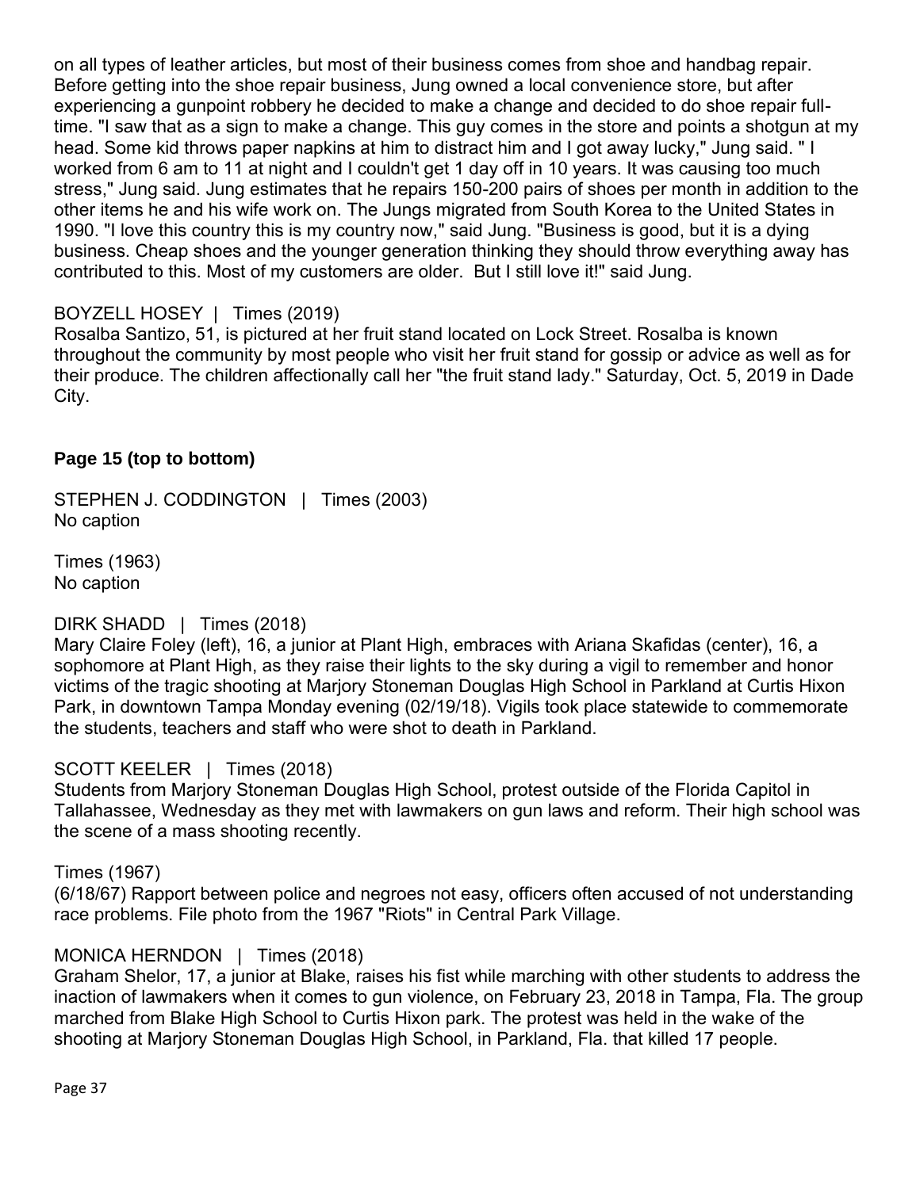on all types of leather articles, but most of their business comes from shoe and handbag repair. Before getting into the shoe repair business, Jung owned a local convenience store, but after experiencing a gunpoint robbery he decided to make a change and decided to do shoe repair full-time. "I saw that as a sign to make a change. This guy comes in the store and points a shotgun at my head. Some kid throws paper napkins at him to distract him and I got away lucky," Jung said. " I worked from 6 am to 11 at night and I couldn't get 1 day off in 10 years. It was causing too much stress," Jung said. Jung estimates that he repairs 150-200 pairs of shoes per month in addition to the other items he and his wife work on. The Jungs migrated from South Korea to the United States in 1990. "I love this country this is my country now," said Jung. "Business is good, but it is a dying business. Cheap shoes and the younger generation thinking they should throw everything away has contributed to this. Most of my customers are older. But I still love it!" said Jung.

BOYZELL HOSEY | Times (2019)
Rosalba Santizo, 51, is pictured at her fruit stand located on Lock Street. Rosalba is known throughout the community by most people who visit her fruit stand for gossip or advice as well as for their produce. The children affectionally call her "the fruit stand lady." Saturday, Oct. 5, 2019 in Dade City.

**Page 15 (top to bottom)**

STEPHEN J. CODDINGTON | Times (2003)
No caption

Times (1963)
No caption

DIRK SHADD | Times (2018)
Mary Claire Foley (left), 16, a junior at Plant High, embraces with Ariana Skafidas (center), 16, a sophomore at Plant High, as they raise their lights to the sky during a vigil to remember and honor victims of the tragic shooting at Marjory Stoneman Douglas High School in Parkland at Curtis Hixon Park, in downtown Tampa Monday evening (02/19/18). Vigils took place statewide to commemorate the students, teachers and staff who were shot to death in Parkland.

SCOTT KEELER | Times (2018)
Students from Marjory Stoneman Douglas High School, protest outside of the Florida Capitol in Tallahassee, Wednesday as they met with lawmakers on gun laws and reform. Their high school was the scene of a mass shooting recently.

Times (1967)
(6/18/67) Rapport between police and negroes not easy, officers often accused of not understanding race problems. File photo from the 1967 "Riots" in Central Park Village.

MONICA HERNDON | Times (2018)
Graham Shelor, 17, a junior at Blake, raises his fist while marching with other students to address the inaction of lawmakers when it comes to gun violence, on February 23, 2018 in Tampa, Fla. The group marched from Blake High School to Curtis Hixon park. The protest was held in the wake of the shooting at Marjory Stoneman Douglas High School, in Parkland, Fla. that killed 17 people.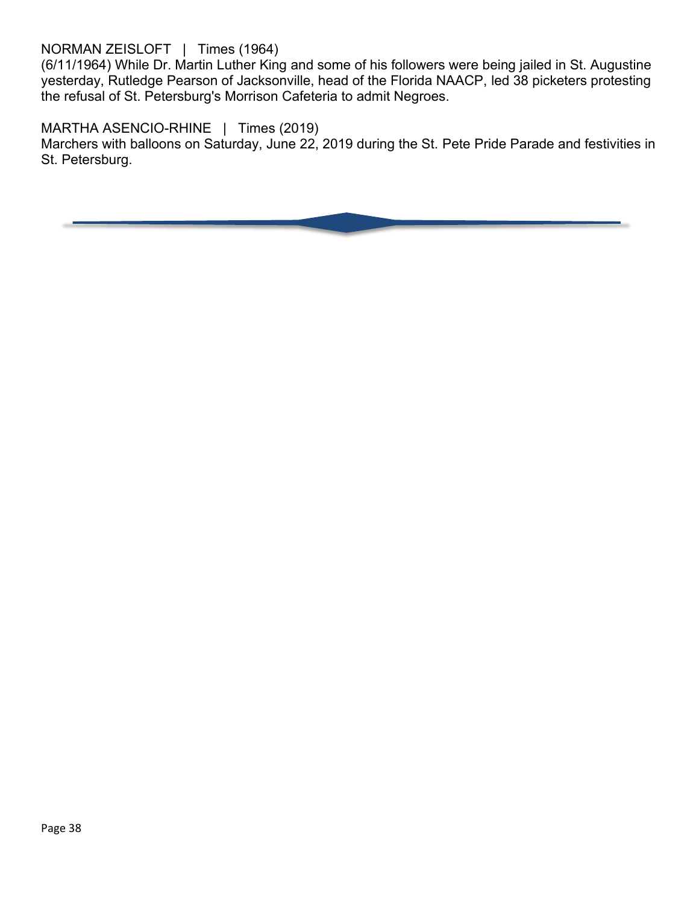NORMAN ZEISLOFT | Times (1964)
(6/11/1964) While Dr. Martin Luther King and some of his followers were being jailed in St. Augustine yesterday, Rutledge Pearson of Jacksonville, head of the Florida NAACP, led 38 picketers protesting the refusal of St. Petersburg's Morrison Cafeteria to admit Negroes.

MARTHA ASENCIO-RHINE | Times (2019)
Marchers with balloons on Saturday, June 22, 2019 during the St. Pete Pride Parade and festivities in St. Petersburg.